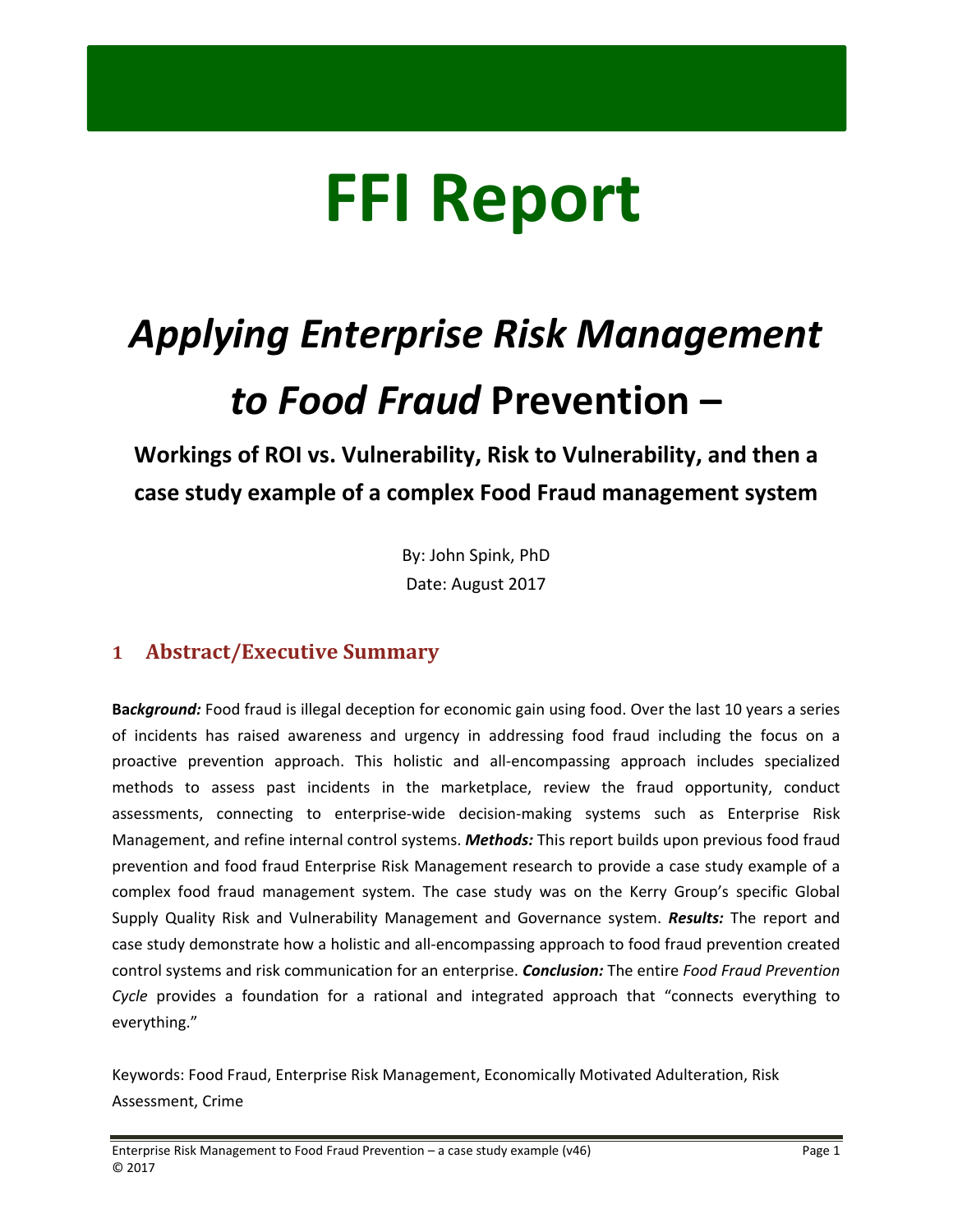# FFI Report

# *Applying Enterprise Risk Management to Food Fraud* Prevention –

**Workings of ROI vs. Vulnerability, Risk to Vulnerability, and then a case study example of a complex Food Fraud management system**

By: John Spink, PhD

Date: August 2017

## 1 Abstract/Executive Summary

**B*ackground:*** Food fraud is illegal deception for economic gain using food. Over the last 10 years a series of incidents has raised awareness and urgency in addressing food fraud including the focus on a proactive prevention approach. This holistic and all-encompassing approach includes specialized methods to assess past incidents in the marketplace, review the fraud opportunity, conduct assessments, connecting to enterprise-wide decision-making systems such as Enterprise Risk Management, and refine internal control systems. ***Methods:*** This report builds upon previous food fraud prevention and food fraud Enterprise Risk Management research to provide a case study example of a complex food fraud management system. The case study was on the Kerry Group's specific Global Supply Quality Risk and Vulnerability Management and Governance system. ***Results:*** The report and case study demonstrate how a holistic and all-encompassing approach to food fraud prevention created control systems and risk communication for an enterprise. ***Conclusion:*** The entire *Food Fraud Prevention Cycle* provides a foundation for a rational and integrated approach that "connects everything to everything."

Keywords: Food Fraud, Enterprise Risk Management, Economically Motivated Adulteration, Risk Assessment, Crime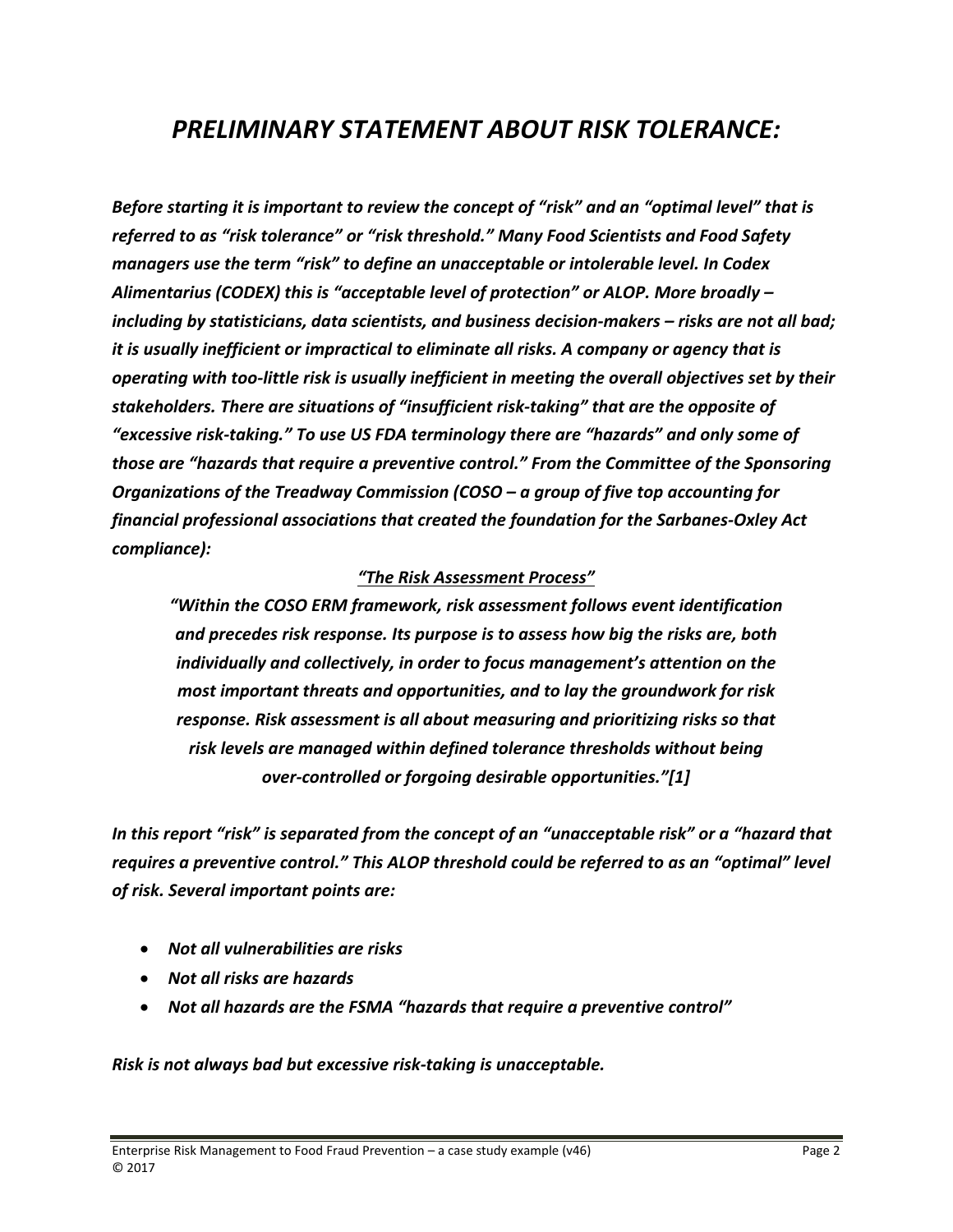# *PRELIMINARY STATEMENT ABOUT RISK TOLERANCE:*

***Before starting it is important to review the concept of "risk" and an "optimal level" that is referred to as "risk tolerance" or "risk threshold." Many Food Scientists and Food Safety managers use the term "risk" to define an unacceptable or intolerable level. In Codex Alimentarius (CODEX) this is "acceptable level of protection" or ALOP. More broadly – including by statisticians, data scientists, and business decision-makers – risks are not all bad; it is usually inefficient or impractical to eliminate all risks. A company or agency that is operating with too-little risk is usually inefficient in meeting the overall objectives set by their stakeholders. There are situations of "insufficient risk-taking" that are the opposite of "excessive risk-taking." To use US FDA terminology there are "hazards" and only some of those are "hazards that require a preventive control." From the Committee of the Sponsoring Organizations of the Treadway Commission (COSO – a group of five top accounting for financial professional associations that created the foundation for the Sarbanes-Oxley Act compliance):***

> ***<u>"The Risk Assessment Process"</u>***
>
> ***"Within the COSO ERM framework, risk assessment follows event identification and precedes risk response. Its purpose is to assess how big the risks are, both individually and collectively, in order to focus management's attention on the most important threats and opportunities, and to lay the groundwork for risk response. Risk assessment is all about measuring and prioritizing risks so that risk levels are managed within defined tolerance thresholds without being over-controlled or forgoing desirable opportunities."[1]***

***In this report "risk" is separated from the concept of an "unacceptable risk" or a "hazard that requires a preventive control." This ALOP threshold could be referred to as an "optimal" level of risk. Several important points are:***

- ***Not all vulnerabilities are risks***
- ***Not all risks are hazards***
- ***Not all hazards are the FSMA "hazards that require a preventive control"***

***Risk is not always bad but excessive risk-taking is unacceptable.***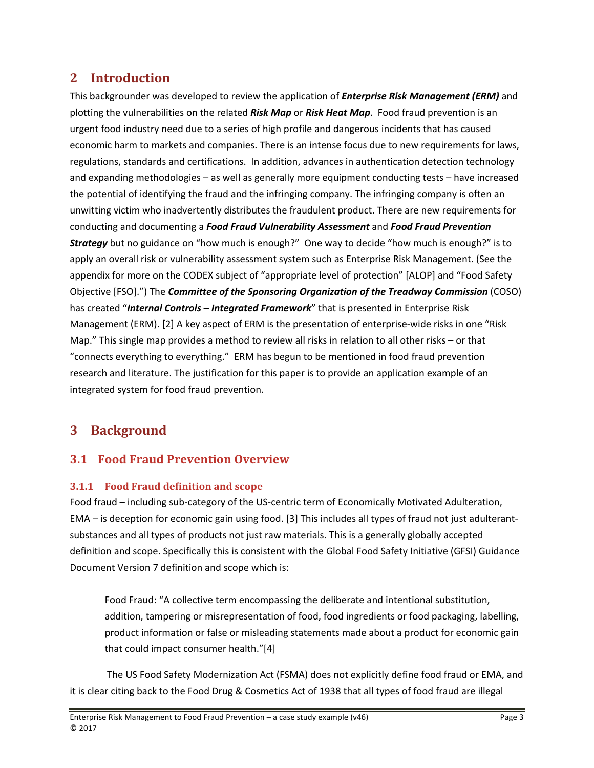## 2 Introduction

This backgrounder was developed to review the application of ***Enterprise Risk Management (ERM)*** and plotting the vulnerabilities on the related ***Risk Map*** or ***Risk Heat Map***. Food fraud prevention is an urgent food industry need due to a series of high profile and dangerous incidents that has caused economic harm to markets and companies. There is an intense focus due to new requirements for laws, regulations, standards and certifications. In addition, advances in authentication detection technology and expanding methodologies – as well as generally more equipment conducting tests – have increased the potential of identifying the fraud and the infringing company. The infringing company is often an unwitting victim who inadvertently distributes the fraudulent product. There are new requirements for conducting and documenting a ***Food Fraud Vulnerability Assessment*** and ***Food Fraud Prevention Strategy*** but no guidance on "how much is enough?" One way to decide "how much is enough?" is to apply an overall risk or vulnerability assessment system such as Enterprise Risk Management. (See the appendix for more on the CODEX subject of "appropriate level of protection" [ALOP] and "Food Safety Objective [FSO].") The ***Committee of the Sponsoring Organization of the Treadway Commission*** (COSO) has created "***Internal Controls – Integrated Framework***" that is presented in Enterprise Risk Management (ERM). [2] A key aspect of ERM is the presentation of enterprise-wide risks in one "Risk Map." This single map provides a method to review all risks in relation to all other risks – or that "connects everything to everything." ERM has begun to be mentioned in food fraud prevention research and literature. The justification for this paper is to provide an application example of an integrated system for food fraud prevention.

## 3 Background

### 3.1 Food Fraud Prevention Overview

#### 3.1.1 Food Fraud definition and scope

Food fraud – including sub-category of the US-centric term of Economically Motivated Adulteration, EMA – is deception for economic gain using food. [3] This includes all types of fraud not just adulterant-substances and all types of products not just raw materials. This is a generally globally accepted definition and scope. Specifically this is consistent with the Global Food Safety Initiative (GFSI) Guidance Document Version 7 definition and scope which is:

> Food Fraud: "A collective term encompassing the deliberate and intentional substitution, addition, tampering or misrepresentation of food, food ingredients or food packaging, labelling, product information or false or misleading statements made about a product for economic gain that could impact consumer health."[4]

The US Food Safety Modernization Act (FSMA) does not explicitly define food fraud or EMA, and it is clear citing back to the Food Drug & Cosmetics Act of 1938 that all types of food fraud are illegal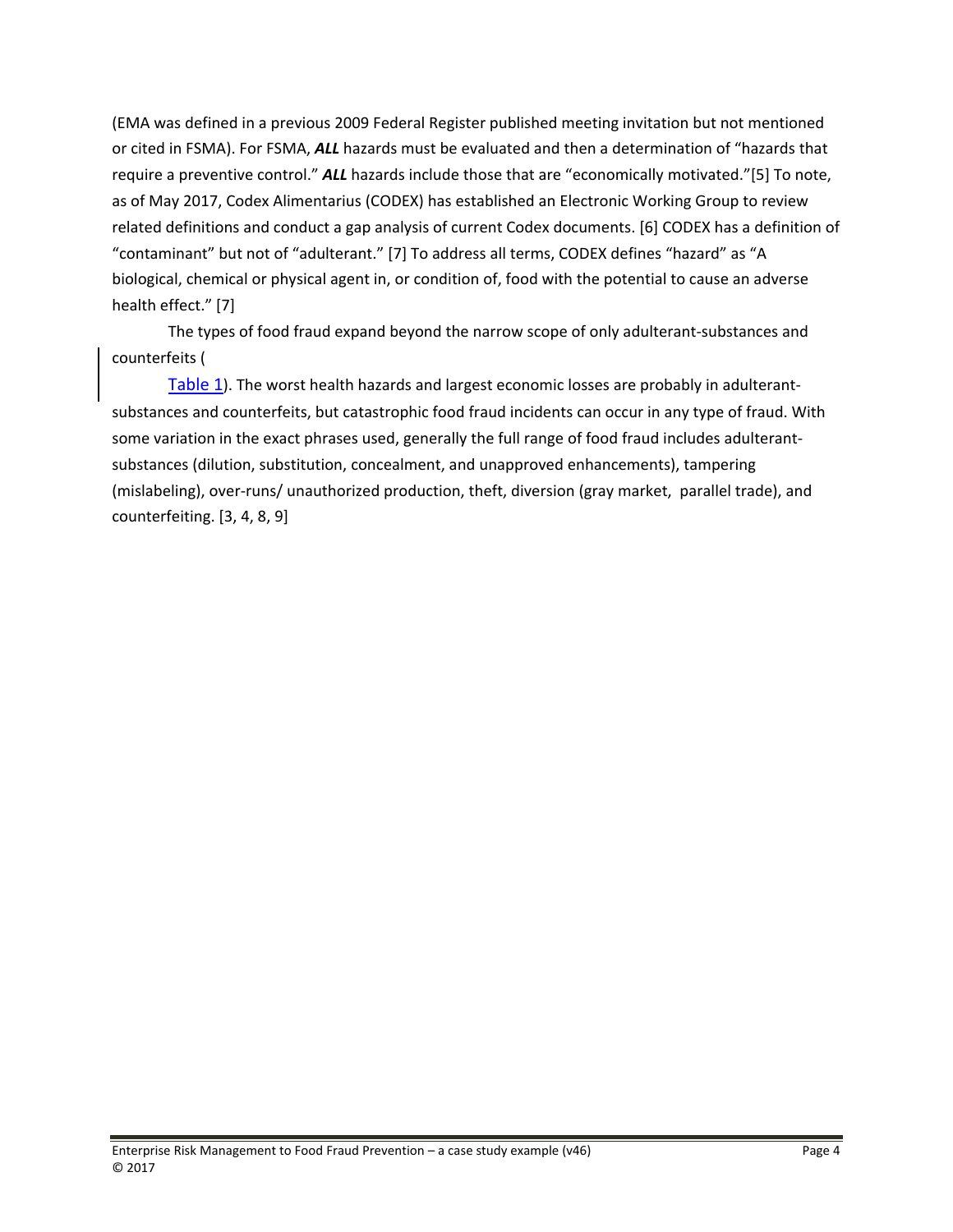(EMA was defined in a previous 2009 Federal Register published meeting invitation but not mentioned or cited in FSMA). For FSMA, ***ALL*** hazards must be evaluated and then a determination of "hazards that require a preventive control." ***ALL*** hazards include those that are "economically motivated."[5] To note, as of May 2017, Codex Alimentarius (CODEX) has established an Electronic Working Group to review related definitions and conduct a gap analysis of current Codex documents. [6] CODEX has a definition of "contaminant" but not of "adulterant." [7] To address all terms, CODEX defines "hazard" as "A biological, chemical or physical agent in, or condition of, food with the potential to cause an adverse health effect." [7]

The types of food fraud expand beyond the narrow scope of only adulterant-substances and counterfeits (Table 1). The worst health hazards and largest economic losses are probably in adulterant-substances and counterfeits, but catastrophic food fraud incidents can occur in any type of fraud. With some variation in the exact phrases used, generally the full range of food fraud includes adulterant-substances (dilution, substitution, concealment, and unapproved enhancements), tampering (mislabeling), over-runs/ unauthorized production, theft, diversion (gray market, parallel trade), and counterfeiting. [3, 4, 8, 9]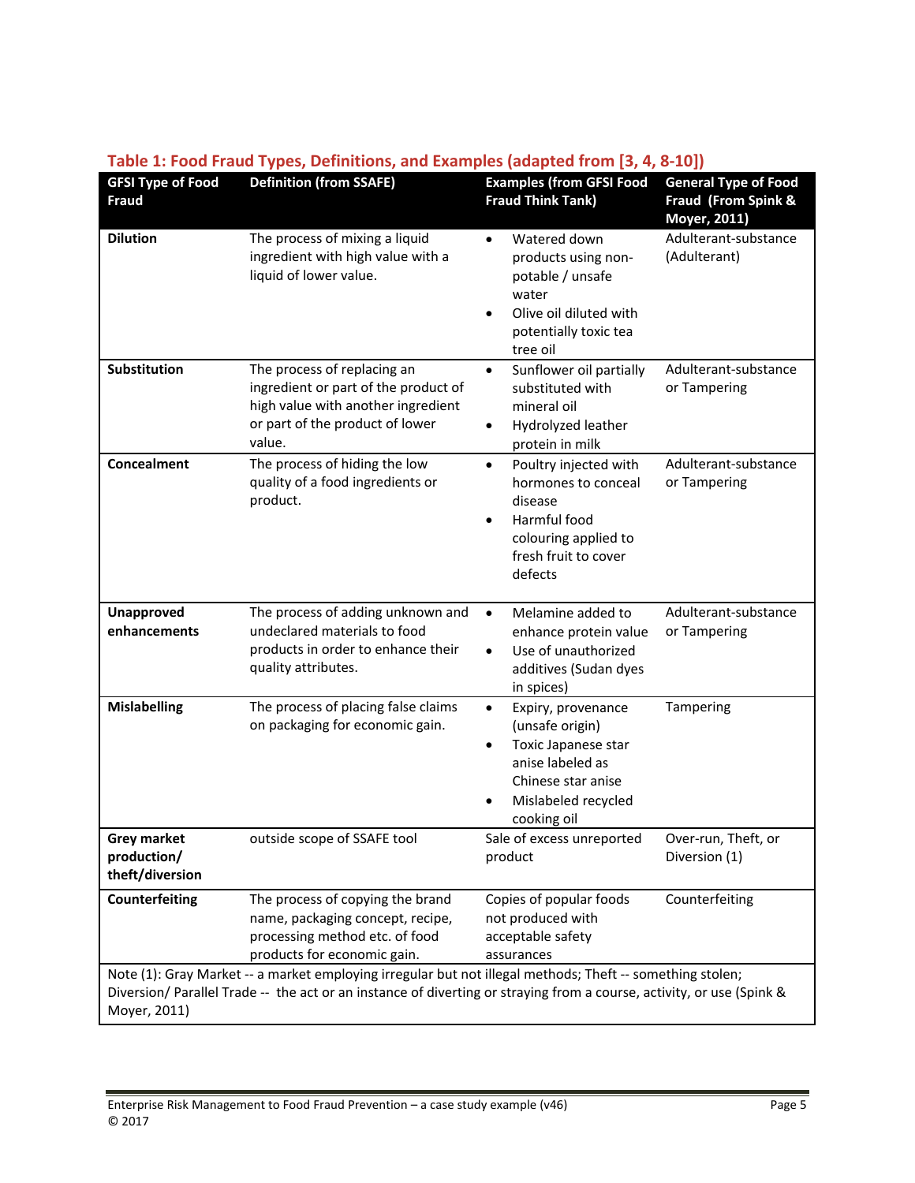**Table 1: Food Fraud Types, Definitions, and Examples (adapted from [3, 4, 8-10])**

| GFSI Type of Food Fraud | Definition (from SSAFE) | Examples (from GFSI Food Fraud Think Tank) | General Type of Food Fraud (From Spink & Moyer, 2011) |
|---|---|---|---|
| **Dilution** | The process of mixing a liquid ingredient with high value with a liquid of lower value. | • Watered down products using non-potable / unsafe water<br>• Olive oil diluted with potentially toxic tea tree oil | Adulterant-substance (Adulterant) |
| **Substitution** | The process of replacing an ingredient or part of the product of high value with another ingredient or part of the product of lower value. | • Sunflower oil partially substituted with mineral oil<br>• Hydrolyzed leather protein in milk | Adulterant-substance or Tampering |
| **Concealment** | The process of hiding the low quality of a food ingredients or product. | • Poultry injected with hormones to conceal disease<br>• Harmful food colouring applied to fresh fruit to cover defects | Adulterant-substance or Tampering |
| **Unapproved enhancements** | The process of adding unknown and undeclared materials to food products in order to enhance their quality attributes. | • Melamine added to enhance protein value<br>• Use of unauthorized additives (Sudan dyes in spices) | Adulterant-substance or Tampering |
| **Mislabelling** | The process of placing false claims on packaging for economic gain. | • Expiry, provenance (unsafe origin)<br>• Toxic Japanese star anise labeled as Chinese star anise<br>• Mislabeled recycled cooking oil | Tampering |
| **Grey market production/ theft/diversion** | outside scope of SSAFE tool | Sale of excess unreported product | Over-run, Theft, or Diversion (1) |
| **Counterfeiting** | The process of copying the brand name, packaging concept, recipe, processing method etc. of food products for economic gain. | Copies of popular foods not produced with acceptable safety assurances | Counterfeiting |

Note (1): Gray Market -- a market employing irregular but not illegal methods; Theft -- something stolen; Diversion/ Parallel Trade -- the act or an instance of diverting or straying from a course, activity, or use (Spink & Moyer, 2011)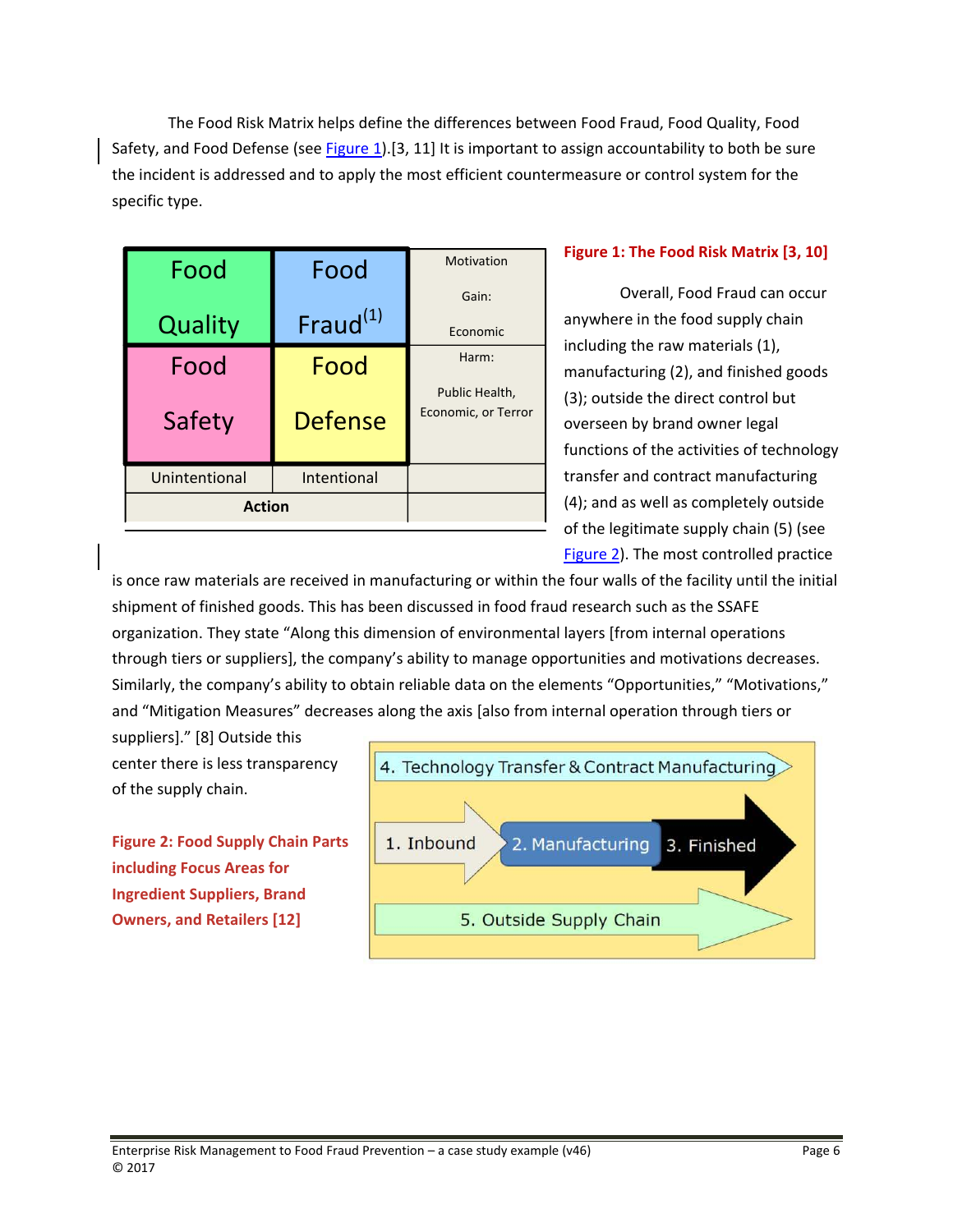The Food Risk Matrix helps define the differences between Food Fraud, Food Quality, Food Safety, and Food Defense (see Figure 1).[3, 11] It is important to assign accountability to both be sure the incident is addressed and to apply the most efficient countermeasure or control system for the specific type.

| Food Quality | Food Fraud[(1)] | Motivation<br>Gain:<br>Economic |
|---|---|---|
| Food Safety | Food Defense | Harm:<br>Public Health, Economic, or Terror |
| Unintentional | Intentional | |
| Action | | |

**Figure 1: The Food Risk Matrix [3, 10]**

Overall, Food Fraud can occur anywhere in the food supply chain including the raw materials (1), manufacturing (2), and finished goods (3); outside the direct control but overseen by brand owner legal functions of the activities of technology transfer and contract manufacturing (4); and as well as completely outside of the legitimate supply chain (5) (see Figure 2). The most controlled practice is once raw materials are received in manufacturing or within the four walls of the facility until the initial shipment of finished goods. This has been discussed in food fraud research such as the SSAFE organization. They state "Along this dimension of environmental layers [from internal operations through tiers or suppliers], the company's ability to manage opportunities and motivations decreases. Similarly, the company's ability to obtain reliable data on the elements "Opportunities," "Motivations," and "Mitigation Measures" decreases along the axis [also from internal operation through tiers or suppliers]." [8] Outside this center there is less transparency of the supply chain.

4. Technology Transfer & Contract Manufacturing

1. Inbound → 2. Manufacturing → 3. Finished

5. Outside Supply Chain

**Figure 2: Food Supply Chain Parts including Focus Areas for Ingredient Suppliers, Brand Owners, and Retailers [12]**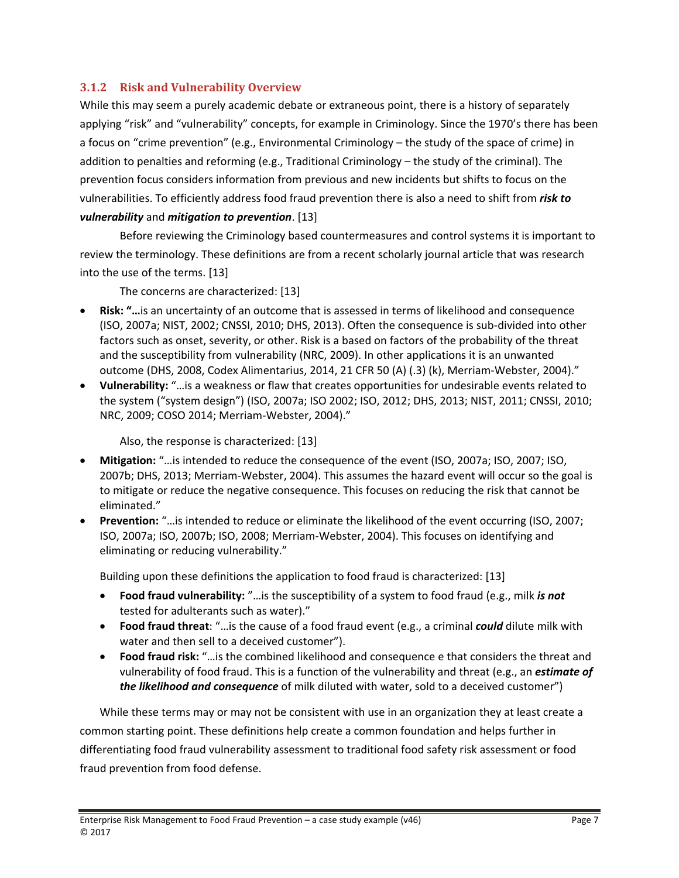### 3.1.2 Risk and Vulnerability Overview

While this may seem a purely academic debate or extraneous point, there is a history of separately applying "risk" and "vulnerability" concepts, for example in Criminology. Since the 1970's there has been a focus on "crime prevention" (e.g., Environmental Criminology – the study of the space of crime) in addition to penalties and reforming (e.g., Traditional Criminology – the study of the criminal). The prevention focus considers information from previous and new incidents but shifts to focus on the vulnerabilities. To efficiently address food fraud prevention there is also a need to shift from ***risk to vulnerability*** and ***mitigation to prevention***. [13]

Before reviewing the Criminology based countermeasures and control systems it is important to review the terminology. These definitions are from a recent scholarly journal article that was research into the use of the terms. [13]

The concerns are characterized: [13]

- **Risk: "…**is an uncertainty of an outcome that is assessed in terms of likelihood and consequence (ISO, 2007a; NIST, 2002; CNSSI, 2010; DHS, 2013). Often the consequence is sub-divided into other factors such as onset, severity, or other. Risk is a based on factors of the probability of the threat and the susceptibility from vulnerability (NRC, 2009). In other applications it is an unwanted outcome (DHS, 2008, Codex Alimentarius, 2014, 21 CFR 50 (A) (.3) (k), Merriam-Webster, 2004)."
- **Vulnerability:** "…is a weakness or flaw that creates opportunities for undesirable events related to the system ("system design") (ISO, 2007a; ISO 2002; ISO, 2012; DHS, 2013; NIST, 2011; CNSSI, 2010; NRC, 2009; COSO 2014; Merriam-Webster, 2004)."

Also, the response is characterized: [13]

- **Mitigation:** "…is intended to reduce the consequence of the event (ISO, 2007a; ISO, 2007; ISO, 2007b; DHS, 2013; Merriam-Webster, 2004). This assumes the hazard event will occur so the goal is to mitigate or reduce the negative consequence. This focuses on reducing the risk that cannot be eliminated."
- **Prevention:** "…is intended to reduce or eliminate the likelihood of the event occurring (ISO, 2007; ISO, 2007a; ISO, 2007b; ISO, 2008; Merriam-Webster, 2004). This focuses on identifying and eliminating or reducing vulnerability."

Building upon these definitions the application to food fraud is characterized: [13]

- **Food fraud vulnerability:** "…is the susceptibility of a system to food fraud (e.g., milk ***is not*** tested for adulterants such as water)."
- **Food fraud threat**: "…is the cause of a food fraud event (e.g., a criminal ***could*** dilute milk with water and then sell to a deceived customer").
- **Food fraud risk:** "…is the combined likelihood and consequence e that considers the threat and vulnerability of food fraud. This is a function of the vulnerability and threat (e.g., an ***estimate of the likelihood and consequence*** of milk diluted with water, sold to a deceived customer")

While these terms may or may not be consistent with use in an organization they at least create a common starting point. These definitions help create a common foundation and helps further in differentiating food fraud vulnerability assessment to traditional food safety risk assessment or food fraud prevention from food defense.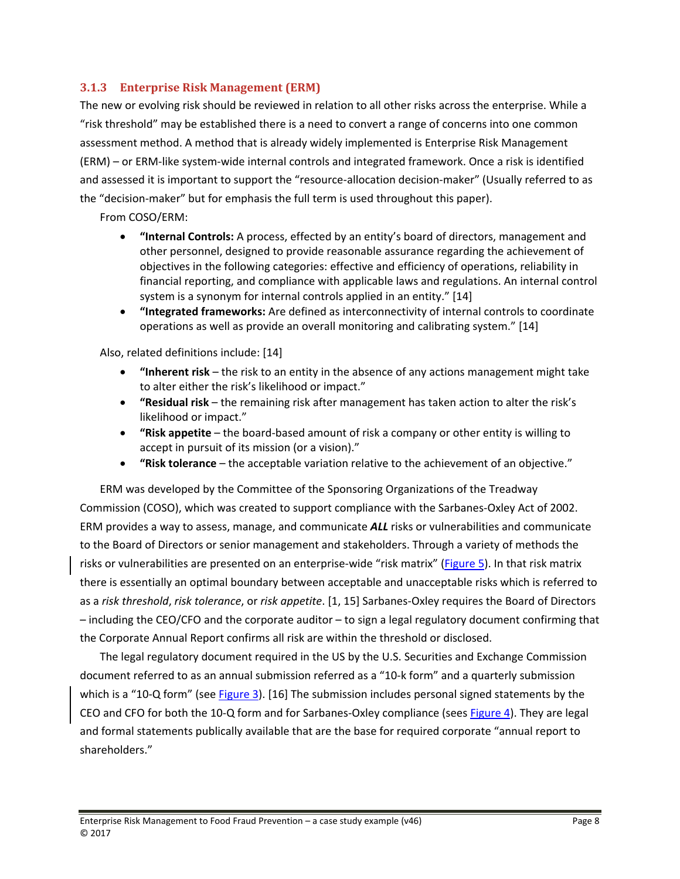### 3.1.3 Enterprise Risk Management (ERM)

The new or evolving risk should be reviewed in relation to all other risks across the enterprise. While a "risk threshold" may be established there is a need to convert a range of concerns into one common assessment method. A method that is already widely implemented is Enterprise Risk Management (ERM) – or ERM-like system-wide internal controls and integrated framework. Once a risk is identified and assessed it is important to support the "resource-allocation decision-maker" (Usually referred to as the "decision-maker" but for emphasis the full term is used throughout this paper).

From COSO/ERM:

- **"Internal Controls:** A process, effected by an entity's board of directors, management and other personnel, designed to provide reasonable assurance regarding the achievement of objectives in the following categories: effective and efficiency of operations, reliability in financial reporting, and compliance with applicable laws and regulations. An internal control system is a synonym for internal controls applied in an entity." [14]
- **"Integrated frameworks:** Are defined as interconnectivity of internal controls to coordinate operations as well as provide an overall monitoring and calibrating system." [14]

Also, related definitions include: [14]

- **"Inherent risk** – the risk to an entity in the absence of any actions management might take to alter either the risk's likelihood or impact."
- **"Residual risk** – the remaining risk after management has taken action to alter the risk's likelihood or impact."
- **"Risk appetite** – the board-based amount of risk a company or other entity is willing to accept in pursuit of its mission (or a vision)."
- **"Risk tolerance** – the acceptable variation relative to the achievement of an objective."

ERM was developed by the Committee of the Sponsoring Organizations of the Treadway Commission (COSO), which was created to support compliance with the Sarbanes-Oxley Act of 2002. ERM provides a way to assess, manage, and communicate ***ALL*** risks or vulnerabilities and communicate to the Board of Directors or senior management and stakeholders. Through a variety of methods the risks or vulnerabilities are presented on an enterprise-wide "risk matrix" (Figure 5). In that risk matrix there is essentially an optimal boundary between acceptable and unacceptable risks which is referred to as a *risk threshold*, *risk tolerance*, or *risk appetite*. [1, 15] Sarbanes-Oxley requires the Board of Directors – including the CEO/CFO and the corporate auditor – to sign a legal regulatory document confirming that the Corporate Annual Report confirms all risk are within the threshold or disclosed.

The legal regulatory document required in the US by the U.S. Securities and Exchange Commission document referred to as an annual submission referred as a "10-k form" and a quarterly submission which is a "10-Q form" (see Figure 3). [16] The submission includes personal signed statements by the CEO and CFO for both the 10-Q form and for Sarbanes-Oxley compliance (sees Figure 4). They are legal and formal statements publically available that are the base for required corporate "annual report to shareholders."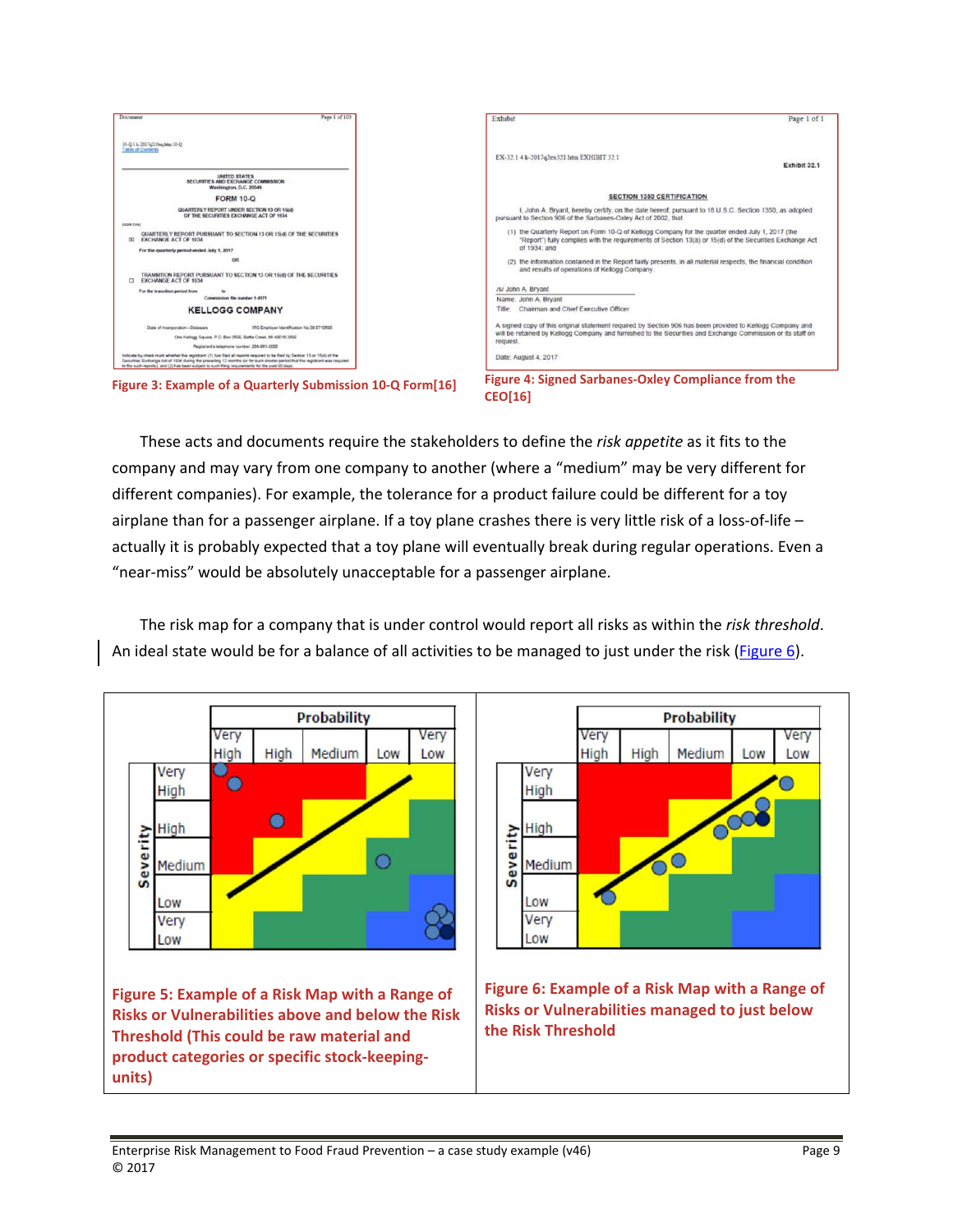Figure 3: Example of a Quarterly Submission 10-Q Form[16]

Figure 4: Signed Sarbanes-Oxley Compliance from the CEO[16]

These acts and documents require the stakeholders to define the *risk appetite* as it fits to the company and may vary from one company to another (where a "medium" may be very different for different companies). For example, the tolerance for a product failure could be different for a toy airplane than for a passenger airplane. If a toy plane crashes there is very little risk of a loss-of-life – actually it is probably expected that a toy plane will eventually break during regular operations. Even a "near-miss" would be absolutely unacceptable for a passenger airplane.

The risk map for a company that is under control would report all risks as within the *risk threshold*. An ideal state would be for a balance of all activities to be managed to just under the risk (Figure 6).

Figure 5: Example of a Risk Map with a Range of Risks or Vulnerabilities above and below the Risk Threshold (This could be raw material and product categories or specific stock-keeping-units)

Figure 6: Example of a Risk Map with a Range of Risks or Vulnerabilities managed to just below the Risk Threshold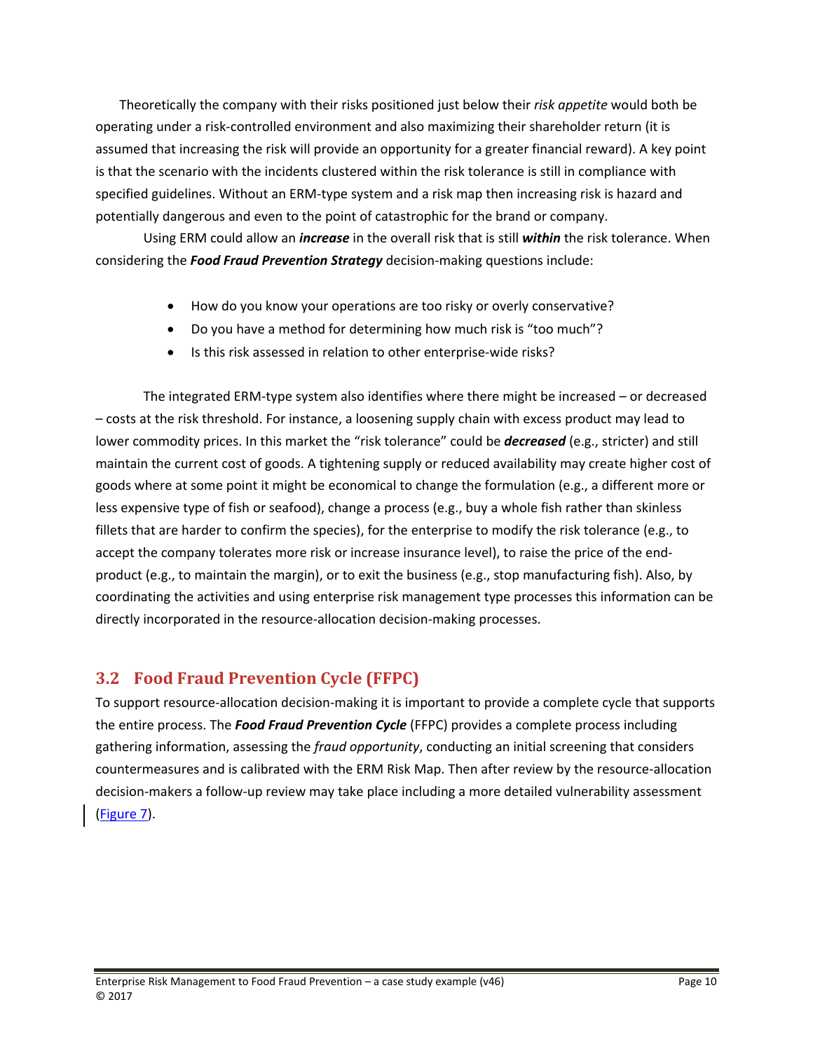Theoretically the company with their risks positioned just below their *risk appetite* would both be operating under a risk-controlled environment and also maximizing their shareholder return (it is assumed that increasing the risk will provide an opportunity for a greater financial reward). A key point is that the scenario with the incidents clustered within the risk tolerance is still in compliance with specified guidelines. Without an ERM-type system and a risk map then increasing risk is hazard and potentially dangerous and even to the point of catastrophic for the brand or company.

Using ERM could allow an ***increase*** in the overall risk that is still ***within*** the risk tolerance. When considering the ***Food Fraud Prevention Strategy*** decision-making questions include:

- How do you know your operations are too risky or overly conservative?
- Do you have a method for determining how much risk is "too much"?
- Is this risk assessed in relation to other enterprise-wide risks?

The integrated ERM-type system also identifies where there might be increased – or decreased – costs at the risk threshold. For instance, a loosening supply chain with excess product may lead to lower commodity prices. In this market the "risk tolerance" could be ***decreased*** (e.g., stricter) and still maintain the current cost of goods. A tightening supply or reduced availability may create higher cost of goods where at some point it might be economical to change the formulation (e.g., a different more or less expensive type of fish or seafood), change a process (e.g., buy a whole fish rather than skinless fillets that are harder to confirm the species), for the enterprise to modify the risk tolerance (e.g., to accept the company tolerates more risk or increase insurance level), to raise the price of the end-product (e.g., to maintain the margin), or to exit the business (e.g., stop manufacturing fish). Also, by coordinating the activities and using enterprise risk management type processes this information can be directly incorporated in the resource-allocation decision-making processes.

## 3.2 Food Fraud Prevention Cycle (FFPC)

To support resource-allocation decision-making it is important to provide a complete cycle that supports the entire process. The ***Food Fraud Prevention Cycle*** (FFPC) provides a complete process including gathering information, assessing the *fraud opportunity*, conducting an initial screening that considers countermeasures and is calibrated with the ERM Risk Map. Then after review by the resource-allocation decision-makers a follow-up review may take place including a more detailed vulnerability assessment (Figure 7).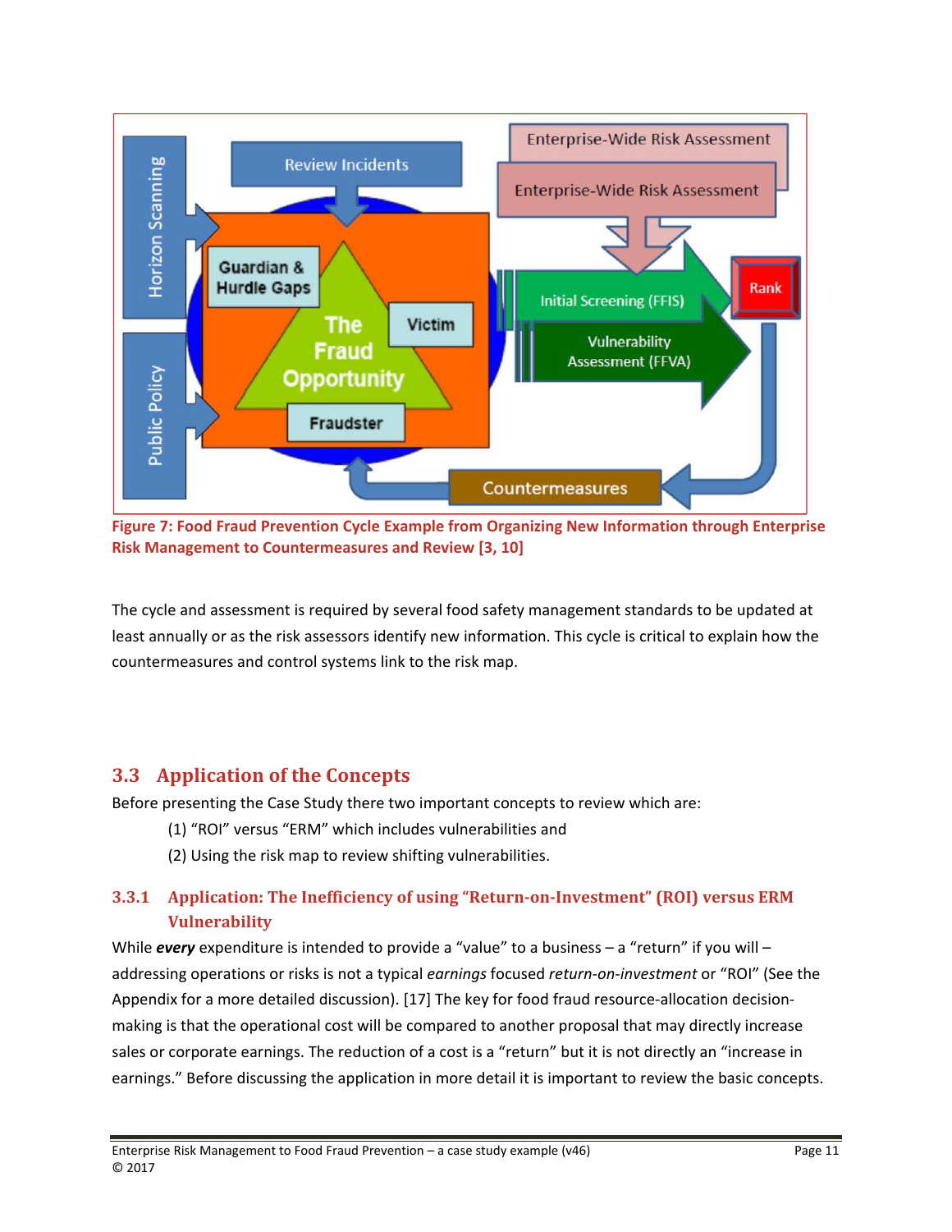Figure 7: Food Fraud Prevention Cycle Example from Organizing New Information through Enterprise Risk Management to Countermeasures and Review [3, 10]

The cycle and assessment is required by several food safety management standards to be updated at least annually or as the risk assessors identify new information. This cycle is critical to explain how the countermeasures and control systems link to the risk map.

## 3.3 Application of the Concepts

Before presenting the Case Study there two important concepts to review which are:

(1) "ROI" versus "ERM" which includes vulnerabilities and

(2) Using the risk map to review shifting vulnerabilities.

### 3.3.1 Application: The Inefficiency of using "Return-on-Investment" (ROI) versus ERM Vulnerability

While ***every*** expenditure is intended to provide a "value" to a business – a "return" if you will – addressing operations or risks is not a typical *earnings* focused *return-on-investment* or "ROI" (See the Appendix for a more detailed discussion). [17] The key for food fraud resource-allocation decision-making is that the operational cost will be compared to another proposal that may directly increase sales or corporate earnings. The reduction of a cost is a "return" but it is not directly an "increase in earnings." Before discussing the application in more detail it is important to review the basic concepts.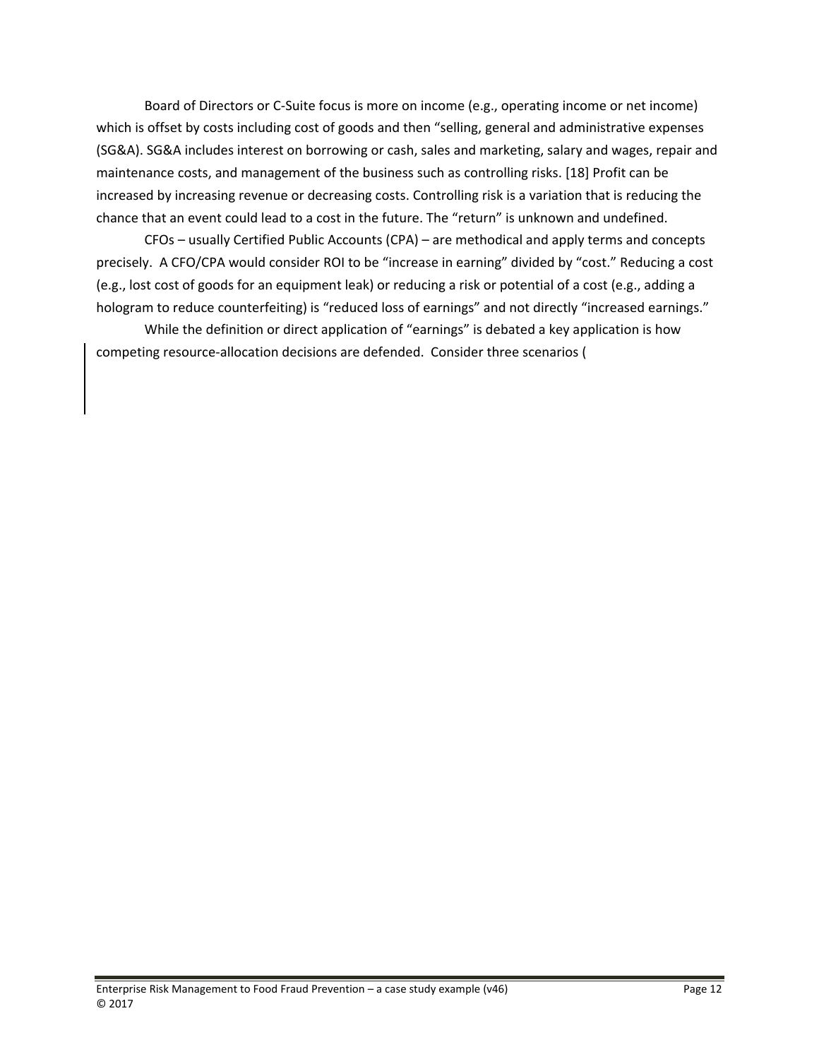Board of Directors or C-Suite focus is more on income (e.g., operating income or net income) which is offset by costs including cost of goods and then “selling, general and administrative expenses (SG&A). SG&A includes interest on borrowing or cash, sales and marketing, salary and wages, repair and maintenance costs, and management of the business such as controlling risks. [18] Profit can be increased by increasing revenue or decreasing costs. Controlling risk is a variation that is reducing the chance that an event could lead to a cost in the future. The “return” is unknown and undefined.

CFOs – usually Certified Public Accounts (CPA) – are methodical and apply terms and concepts precisely. A CFO/CPA would consider ROI to be “increase in earning” divided by “cost.” Reducing a cost (e.g., lost cost of goods for an equipment leak) or reducing a risk or potential of a cost (e.g., adding a hologram to reduce counterfeiting) is “reduced loss of earnings” and not directly “increased earnings.”

While the definition or direct application of “earnings” is debated a key application is how competing resource-allocation decisions are defended. Consider three scenarios (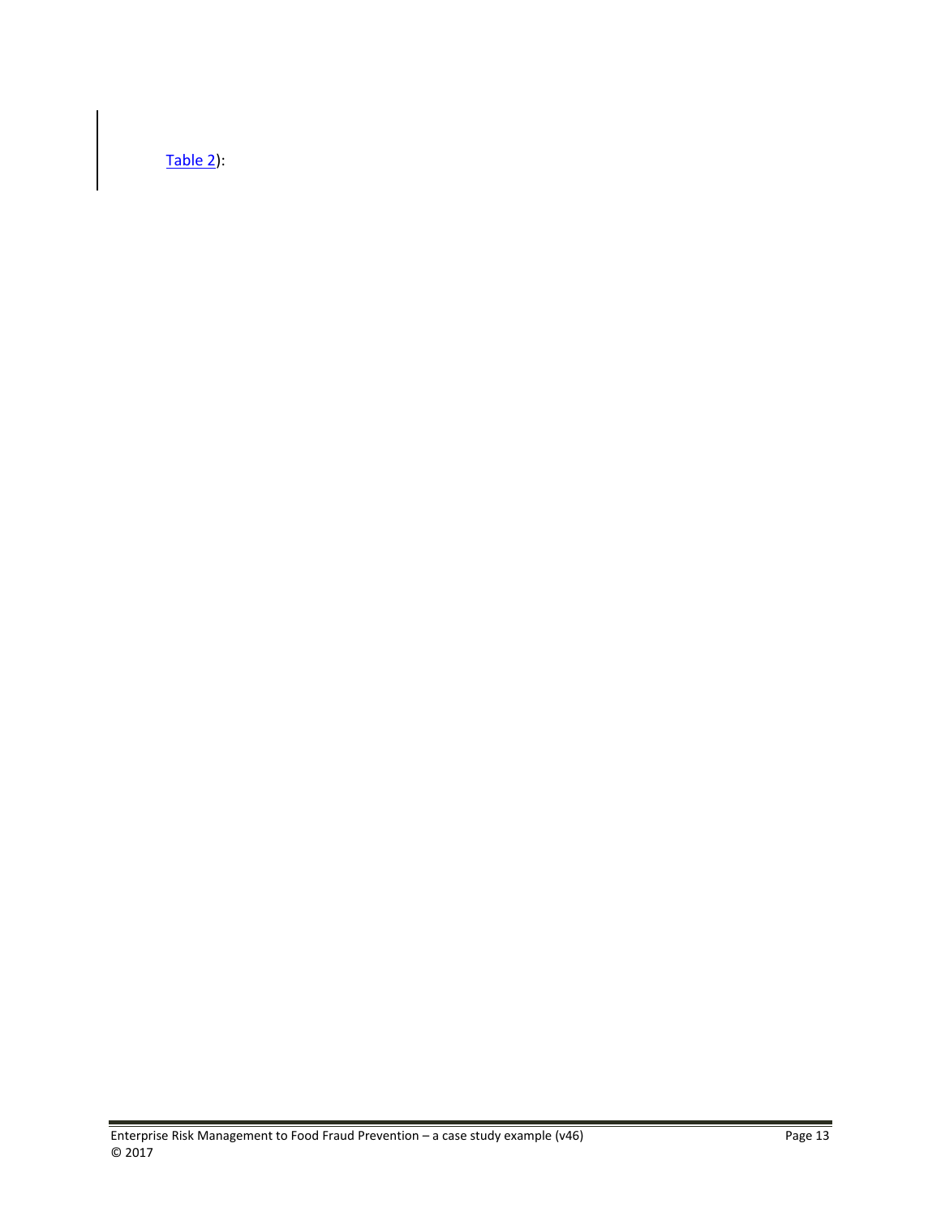Table 2):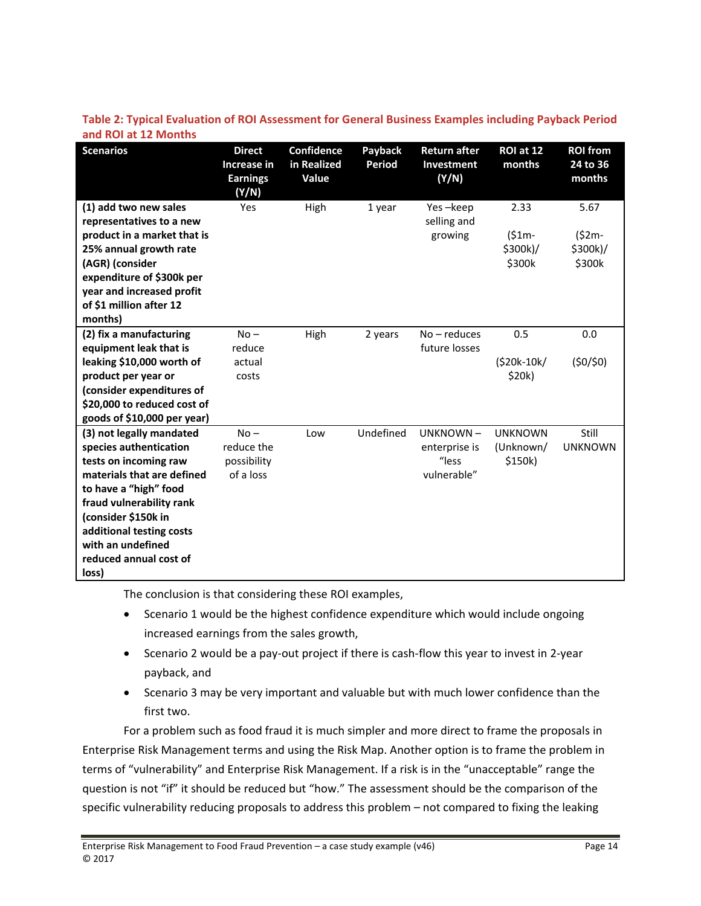**Table 2: Typical Evaluation of ROI Assessment for General Business Examples including Payback Period and ROI at 12 Months**

| Scenarios | Direct Increase in Earnings (Y/N) | Confidence in Realized Value | Payback Period | Return after Investment (Y/N) | ROI at 12 months | ROI from 24 to 36 months |
|---|---|---|---|---|---|---|
| **(1) add two new sales representatives to a new product in a market that is 25% annual growth rate (AGR) (consider expenditure of $300k per year and increased profit of $1 million after 12 months)** | Yes | High | 1 year | Yes –keep selling and growing | 2.33 ($1m-$300k)/ $300k | 5.67 ($2m-$300k)/ $300k |
| **(2) fix a manufacturing equipment leak that is leaking $10,000 worth of product per year or (consider expenditures of $20,000 to reduced cost of goods of $10,000 per year)** | No – reduce actual costs | High | 2 years | No – reduces future losses | 0.5 ($20k-10k/ $20k) | 0.0 ($0/$0) |
| **(3) not legally mandated species authentication tests on incoming raw materials that are defined to have a "high" food fraud vulnerability rank (consider $150k in additional testing costs with an undefined reduced annual cost of loss)** | No – reduce the possibility of a loss | Low | Undefined | UNKNOWN – enterprise is "less vulnerable" | UNKNOWN (Unknown/ $150k) | Still UNKNOWN |

The conclusion is that considering these ROI examples,

- Scenario 1 would be the highest confidence expenditure which would include ongoing increased earnings from the sales growth,
- Scenario 2 would be a pay-out project if there is cash-flow this year to invest in 2-year payback, and
- Scenario 3 may be very important and valuable but with much lower confidence than the first two.

For a problem such as food fraud it is much simpler and more direct to frame the proposals in Enterprise Risk Management terms and using the Risk Map. Another option is to frame the problem in terms of "vulnerability" and Enterprise Risk Management. If a risk is in the "unacceptable" range the question is not "if" it should be reduced but "how." The assessment should be the comparison of the specific vulnerability reducing proposals to address this problem – not compared to fixing the leaking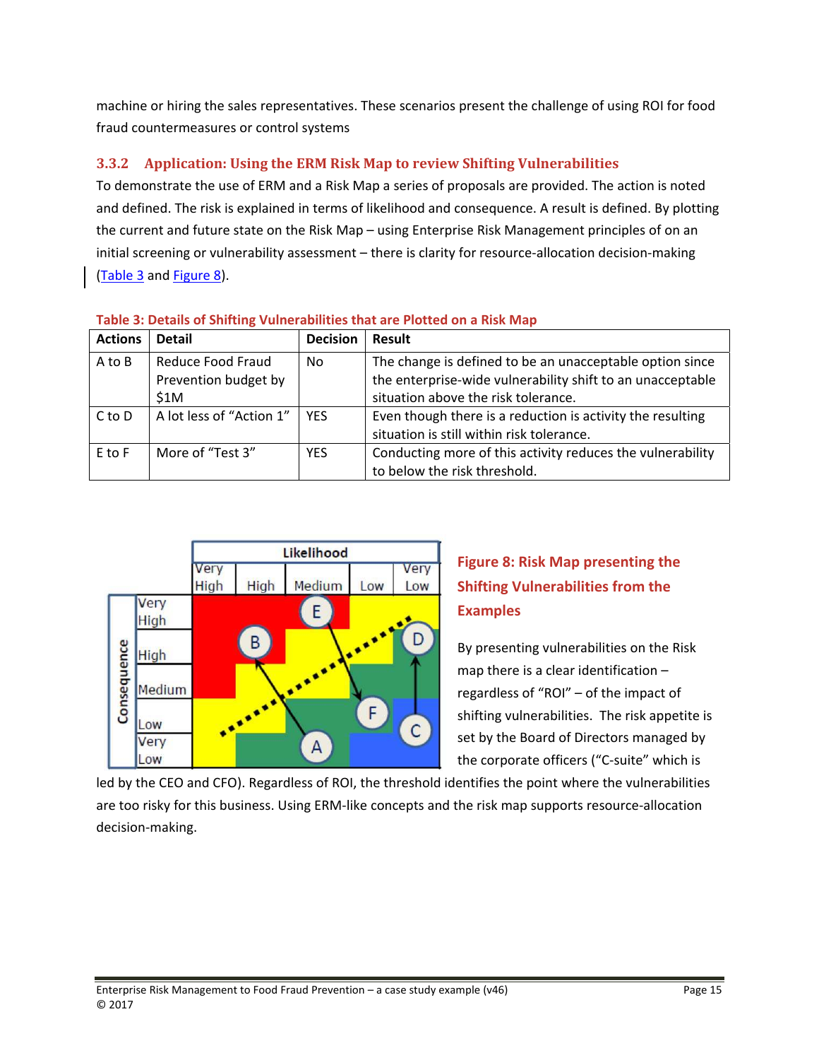machine or hiring the sales representatives. These scenarios present the challenge of using ROI for food fraud countermeasures or control systems

### 3.3.2 Application: Using the ERM Risk Map to review Shifting Vulnerabilities

To demonstrate the use of ERM and a Risk Map a series of proposals are provided. The action is noted and defined. The risk is explained in terms of likelihood and consequence. A result is defined. By plotting the current and future state on the Risk Map – using Enterprise Risk Management principles of on an initial screening or vulnerability assessment – there is clarity for resource-allocation decision-making (Table 3 and Figure 8).

**Table 3: Details of Shifting Vulnerabilities that are Plotted on a Risk Map**

| Actions | Detail | Decision | Result |
|---|---|---|---|
| A to B | Reduce Food Fraud Prevention budget by $1M | No | The change is defined to be an unacceptable option since the enterprise-wide vulnerability shift to an unacceptable situation above the risk tolerance. |
| C to D | A lot less of "Action 1" | YES | Even though there is a reduction is activity the resulting situation is still within risk tolerance. |
| E to F | More of "Test 3" | YES | Conducting more of this activity reduces the vulnerability to below the risk threshold. |

| | Likelihood: Very High | High | Medium | Low | Very Low |
|---|---|---|---|---|---|
| Consequence: Very High | | | | | |
| High | | | | | |
| Medium | | | | | |
| Low | | | | | |
| Very Low | | | | | |

**Figure 8: Risk Map presenting the Shifting Vulnerabilities from the Examples**

By presenting vulnerabilities on the Risk map there is a clear identification – regardless of "ROI" – of the impact of shifting vulnerabilities. The risk appetite is set by the Board of Directors managed by the corporate officers ("C-suite" which is led by the CEO and CFO). Regardless of ROI, the threshold identifies the point where the vulnerabilities are too risky for this business. Using ERM-like concepts and the risk map supports resource-allocation decision-making.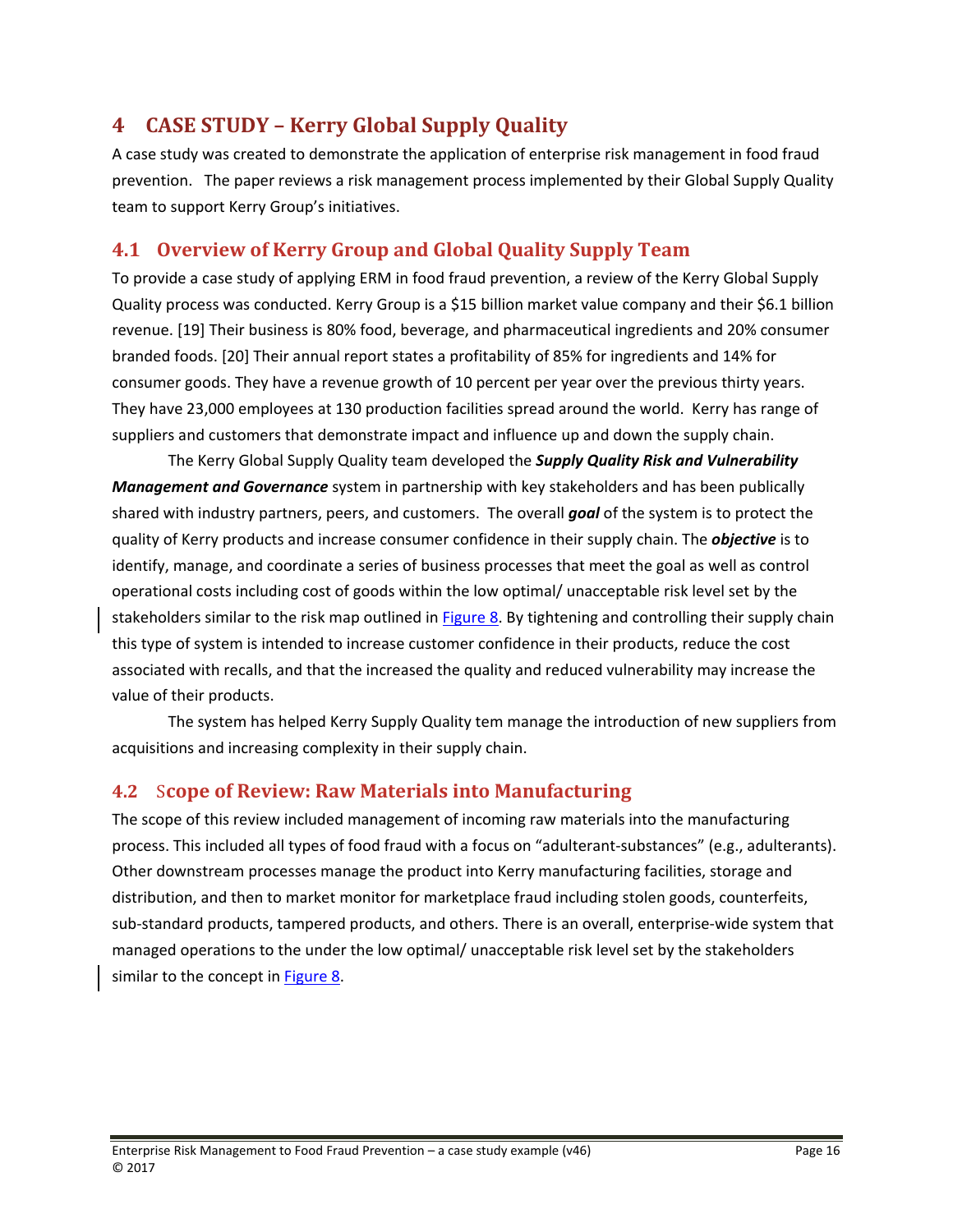# 4 CASE STUDY – Kerry Global Supply Quality

A case study was created to demonstrate the application of enterprise risk management in food fraud prevention. The paper reviews a risk management process implemented by their Global Supply Quality team to support Kerry Group's initiatives.

## 4.1 Overview of Kerry Group and Global Quality Supply Team

To provide a case study of applying ERM in food fraud prevention, a review of the Kerry Global Supply Quality process was conducted. Kerry Group is a $15 billion market value company and their $6.1 billion revenue. [19] Their business is 80% food, beverage, and pharmaceutical ingredients and 20% consumer branded foods. [20] Their annual report states a profitability of 85% for ingredients and 14% for consumer goods. They have a revenue growth of 10 percent per year over the previous thirty years. They have 23,000 employees at 130 production facilities spread around the world. Kerry has range of suppliers and customers that demonstrate impact and influence up and down the supply chain.

The Kerry Global Supply Quality team developed the ***Supply Quality Risk and Vulnerability Management and Governance*** system in partnership with key stakeholders and has been publically shared with industry partners, peers, and customers. The overall ***goal*** of the system is to protect the quality of Kerry products and increase consumer confidence in their supply chain. The ***objective*** is to identify, manage, and coordinate a series of business processes that meet the goal as well as control operational costs including cost of goods within the low optimal/ unacceptable risk level set by the stakeholders similar to the risk map outlined in Figure 8. By tightening and controlling their supply chain this type of system is intended to increase customer confidence in their products, reduce the cost associated with recalls, and that the increased the quality and reduced vulnerability may increase the value of their products.

The system has helped Kerry Supply Quality tem manage the introduction of new suppliers from acquisitions and increasing complexity in their supply chain.

## 4.2 Scope of Review: Raw Materials into Manufacturing

The scope of this review included management of incoming raw materials into the manufacturing process. This included all types of food fraud with a focus on "adulterant-substances" (e.g., adulterants). Other downstream processes manage the product into Kerry manufacturing facilities, storage and distribution, and then to market monitor for marketplace fraud including stolen goods, counterfeits, sub-standard products, tampered products, and others. There is an overall, enterprise-wide system that managed operations to the under the low optimal/ unacceptable risk level set by the stakeholders similar to the concept in Figure 8.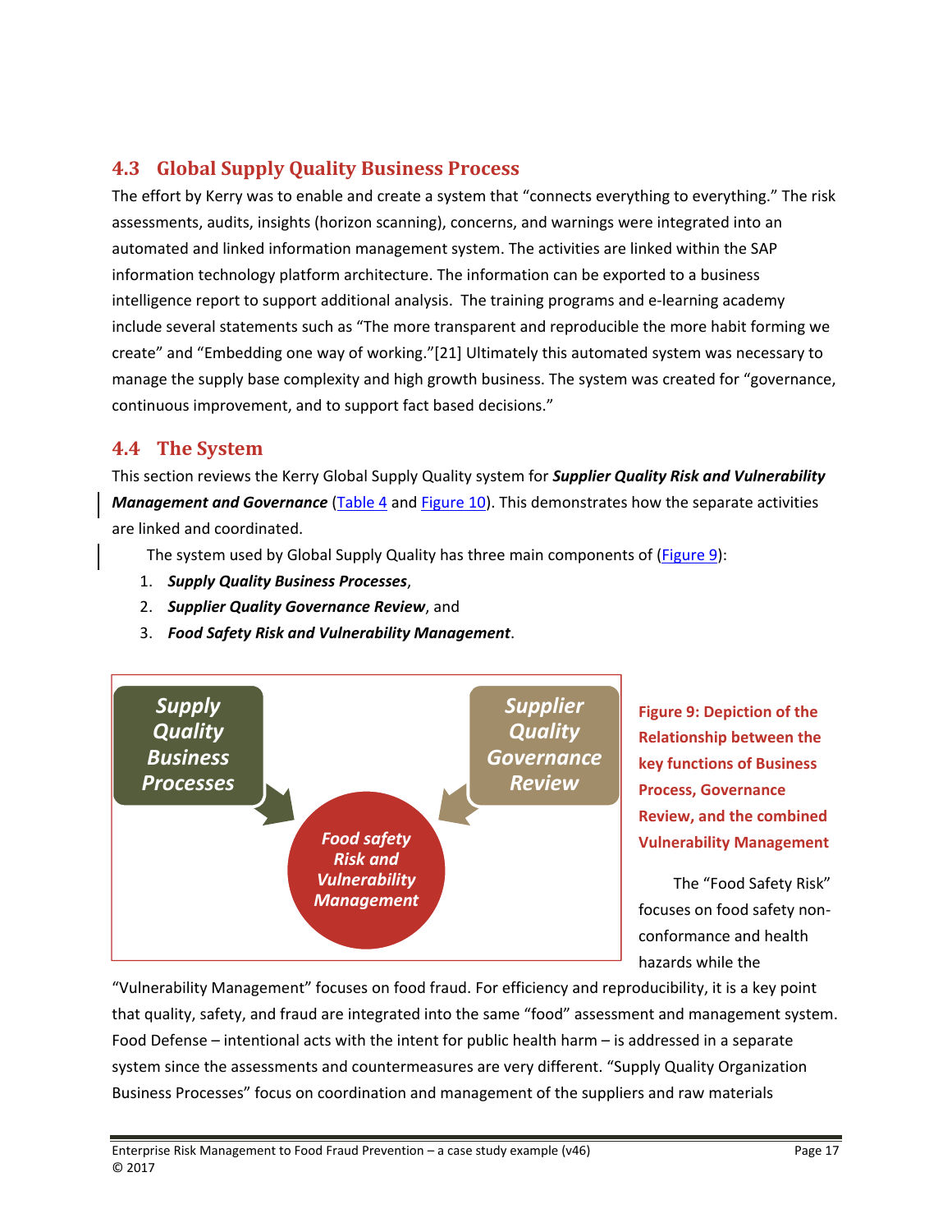## 4.3 Global Supply Quality Business Process

The effort by Kerry was to enable and create a system that "connects everything to everything." The risk assessments, audits, insights (horizon scanning), concerns, and warnings were integrated into an automated and linked information management system. The activities are linked within the SAP information technology platform architecture. The information can be exported to a business intelligence report to support additional analysis. The training programs and e-learning academy include several statements such as "The more transparent and reproducible the more habit forming we create" and "Embedding one way of working."[21] Ultimately this automated system was necessary to manage the supply base complexity and high growth business. The system was created for "governance, continuous improvement, and to support fact based decisions."

## 4.4 The System

This section reviews the Kerry Global Supply Quality system for ***Supplier Quality Risk and Vulnerability Management and Governance*** (Table 4 and Figure 10). This demonstrates how the separate activities are linked and coordinated.

The system used by Global Supply Quality has three main components of (Figure 9):

1. ***Supply Quality Business Processes***,
2. ***Supplier Quality Governance Review***, and
3. ***Food Safety Risk and Vulnerability Management***.

**Figure 9: Depiction of the Relationship between the key functions of Business Process, Governance Review, and the combined Vulnerability Management**

The "Food Safety Risk" focuses on food safety non-conformance and health hazards while the "Vulnerability Management" focuses on food fraud. For efficiency and reproducibility, it is a key point that quality, safety, and fraud are integrated into the same "food" assessment and management system. Food Defense – intentional acts with the intent for public health harm – is addressed in a separate system since the assessments and countermeasures are very different. "Supply Quality Organization Business Processes" focus on coordination and management of the suppliers and raw materials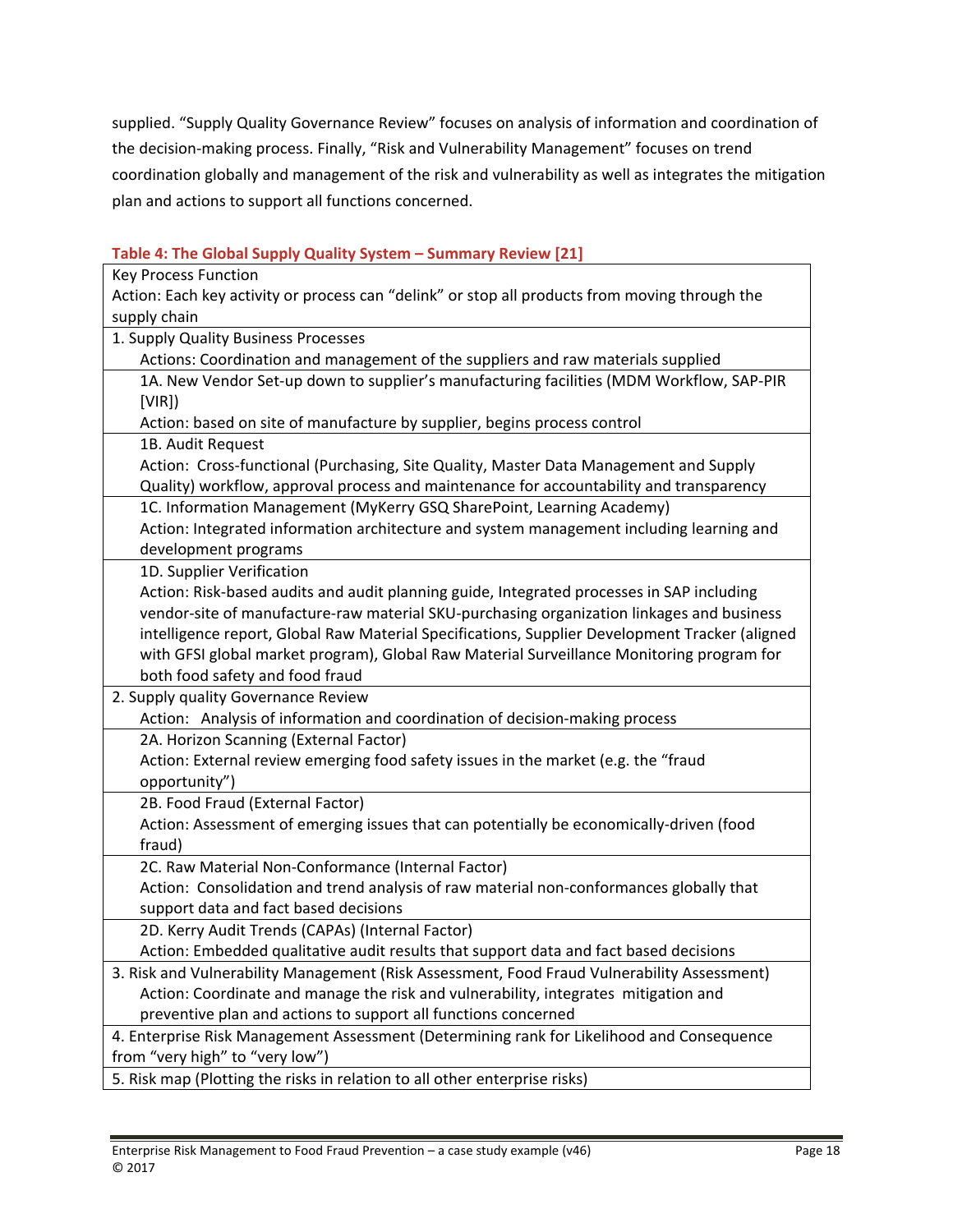supplied. "Supply Quality Governance Review" focuses on analysis of information and coordination of the decision-making process. Finally, "Risk and Vulnerability Management" focuses on trend coordination globally and management of the risk and vulnerability as well as integrates the mitigation plan and actions to support all functions concerned.

**Table 4: The Global Supply Quality System – Summary Review [21]**

| Key Process Function<br>Action: Each key activity or process can "delink" or stop all products from moving through the supply chain |
|---|
| 1. Supply Quality Business Processes<br>Actions: Coordination and management of the suppliers and raw materials supplied |
| 1A. New Vendor Set-up down to supplier's manufacturing facilities (MDM Workflow, SAP-PIR [VIR])<br>Action: based on site of manufacture by supplier, begins process control |
| 1B. Audit Request<br>Action: Cross-functional (Purchasing, Site Quality, Master Data Management and Supply Quality) workflow, approval process and maintenance for accountability and transparency |
| 1C. Information Management (MyKerry GSQ SharePoint, Learning Academy)<br>Action: Integrated information architecture and system management including learning and development programs |
| 1D. Supplier Verification<br>Action: Risk-based audits and audit planning guide, Integrated processes in SAP including vendor-site of manufacture-raw material SKU-purchasing organization linkages and business intelligence report, Global Raw Material Specifications, Supplier Development Tracker (aligned with GFSI global market program), Global Raw Material Surveillance Monitoring program for both food safety and food fraud |
| 2. Supply quality Governance Review<br>Action: Analysis of information and coordination of decision-making process |
| 2A. Horizon Scanning (External Factor)<br>Action: External review emerging food safety issues in the market (e.g. the "fraud opportunity") |
| 2B. Food Fraud (External Factor)<br>Action: Assessment of emerging issues that can potentially be economically-driven (food fraud) |
| 2C. Raw Material Non-Conformance (Internal Factor)<br>Action: Consolidation and trend analysis of raw material non-conformances globally that support data and fact based decisions |
| 2D. Kerry Audit Trends (CAPAs) (Internal Factor)<br>Action: Embedded qualitative audit results that support data and fact based decisions |
| 3. Risk and Vulnerability Management (Risk Assessment, Food Fraud Vulnerability Assessment)<br>Action: Coordinate and manage the risk and vulnerability, integrates mitigation and preventive plan and actions to support all functions concerned |
| 4. Enterprise Risk Management Assessment (Determining rank for Likelihood and Consequence from "very high" to "very low") |
| 5. Risk map (Plotting the risks in relation to all other enterprise risks) |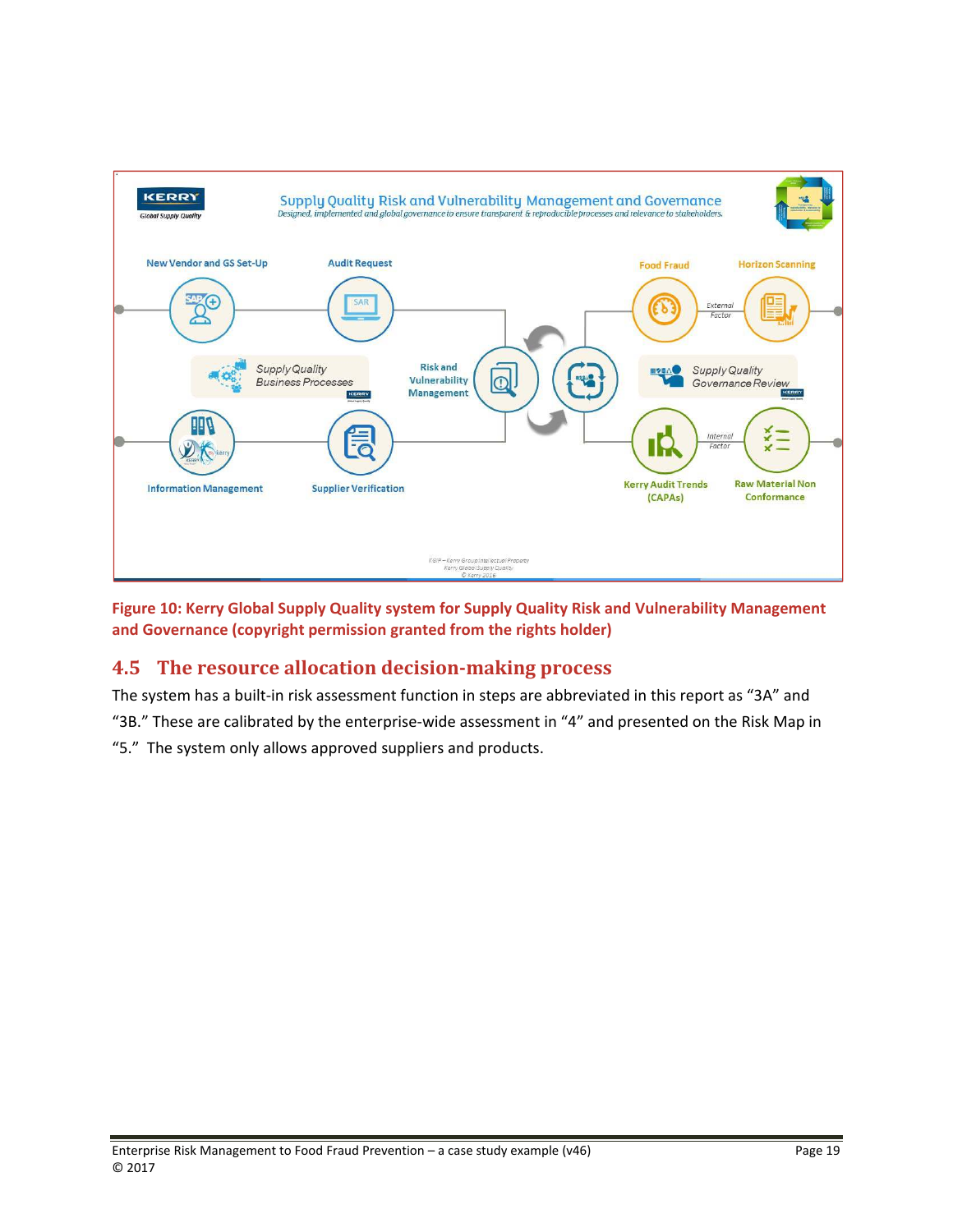Figure 10: Kerry Global Supply Quality system for Supply Quality Risk and Vulnerability Management and Governance (copyright permission granted from the rights holder)

## 4.5 The resource allocation decision-making process

The system has a built-in risk assessment function in steps are abbreviated in this report as "3A" and "3B." These are calibrated by the enterprise-wide assessment in "4" and presented on the Risk Map in "5." The system only allows approved suppliers and products.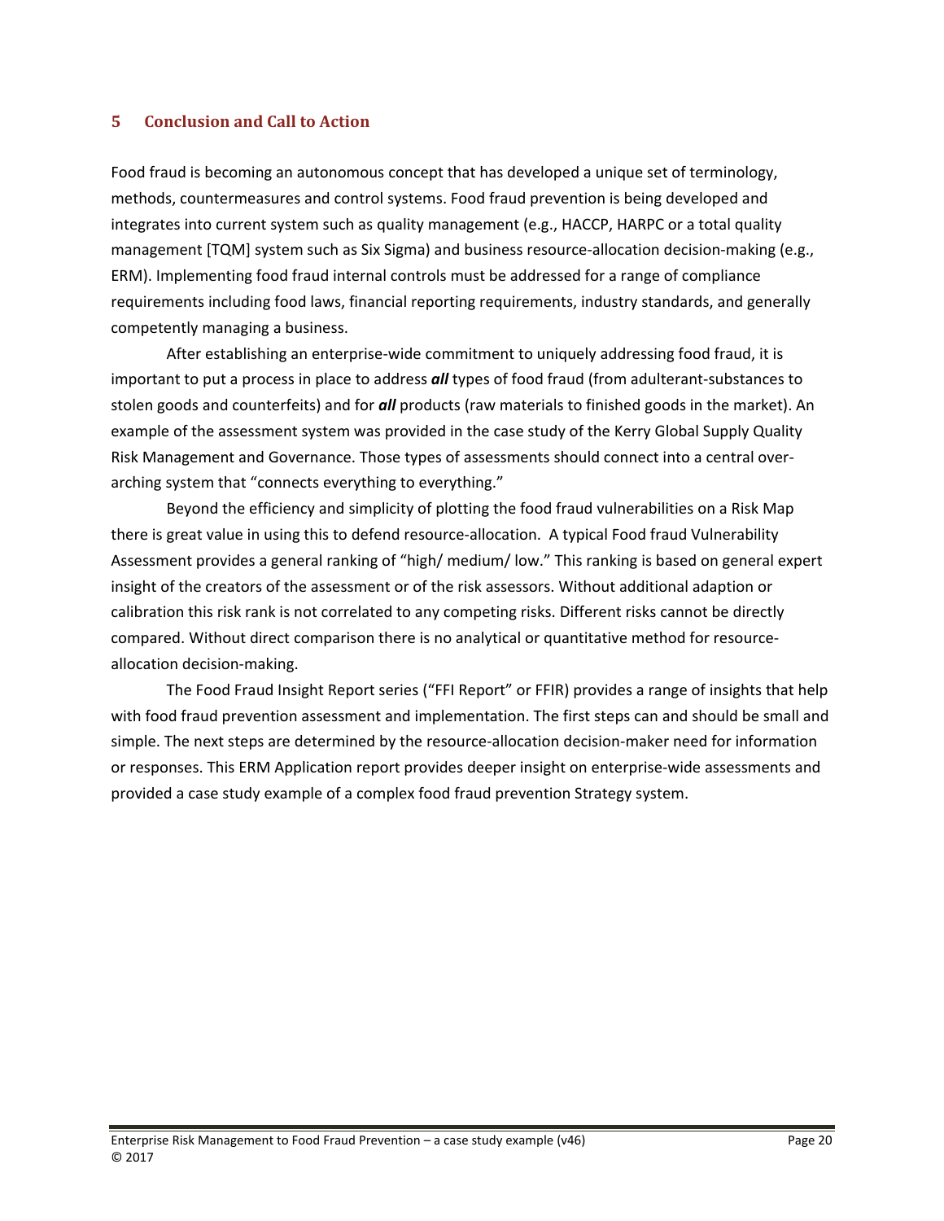## 5 Conclusion and Call to Action

Food fraud is becoming an autonomous concept that has developed a unique set of terminology, methods, countermeasures and control systems. Food fraud prevention is being developed and integrates into current system such as quality management (e.g., HACCP, HARPC or a total quality management [TQM] system such as Six Sigma) and business resource-allocation decision-making (e.g., ERM). Implementing food fraud internal controls must be addressed for a range of compliance requirements including food laws, financial reporting requirements, industry standards, and generally competently managing a business.

After establishing an enterprise-wide commitment to uniquely addressing food fraud, it is important to put a process in place to address ***all*** types of food fraud (from adulterant-substances to stolen goods and counterfeits) and for ***all*** products (raw materials to finished goods in the market). An example of the assessment system was provided in the case study of the Kerry Global Supply Quality Risk Management and Governance. Those types of assessments should connect into a central over-arching system that "connects everything to everything."

Beyond the efficiency and simplicity of plotting the food fraud vulnerabilities on a Risk Map there is great value in using this to defend resource-allocation. A typical Food fraud Vulnerability Assessment provides a general ranking of "high/ medium/ low." This ranking is based on general expert insight of the creators of the assessment or of the risk assessors. Without additional adaption or calibration this risk rank is not correlated to any competing risks. Different risks cannot be directly compared. Without direct comparison there is no analytical or quantitative method for resource-allocation decision-making.

The Food Fraud Insight Report series ("FFI Report" or FFIR) provides a range of insights that help with food fraud prevention assessment and implementation. The first steps can and should be small and simple. The next steps are determined by the resource-allocation decision-maker need for information or responses. This ERM Application report provides deeper insight on enterprise-wide assessments and provided a case study example of a complex food fraud prevention Strategy system.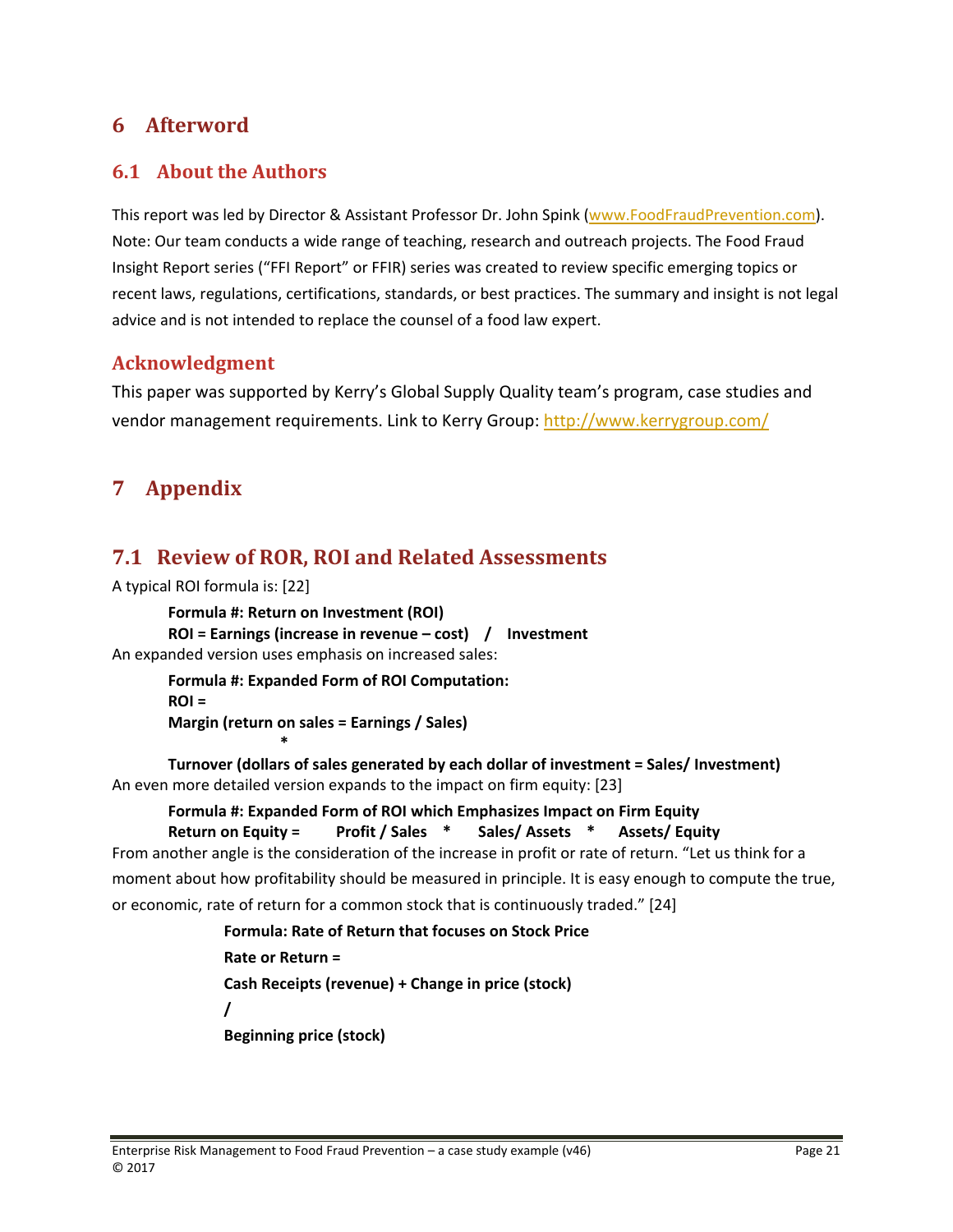# 6 Afterword

## 6.1 About the Authors

This report was led by Director & Assistant Professor Dr. John Spink (www.FoodFraudPrevention.com). Note: Our team conducts a wide range of teaching, research and outreach projects. The Food Fraud Insight Report series ("FFI Report" or FFIR) series was created to review specific emerging topics or recent laws, regulations, certifications, standards, or best practices. The summary and insight is not legal advice and is not intended to replace the counsel of a food law expert.

### Acknowledgment

This paper was supported by Kerry's Global Supply Quality team's program, case studies and vendor management requirements. Link to Kerry Group: http://www.kerrygroup.com/

# 7 Appendix

## 7.1 Review of ROR, ROI and Related Assessments

A typical ROI formula is: [22]

> **Formula #: Return on Investment (ROI)**
>
> **ROI = Earnings (increase in revenue – cost) / Investment**

An expanded version uses emphasis on increased sales:

> **Formula #: Expanded Form of ROI Computation:**
>
> **ROI =**
>
> **Margin (return on sales = Earnings / Sales)**
>
> **\***
>
> **Turnover (dollars of sales generated by each dollar of investment = Sales/ Investment)**

An even more detailed version expands to the impact on firm equity: [23]

> **Formula #: Expanded Form of ROI which Emphasizes Impact on Firm Equity**
>
> **Return on Equity = Profit / Sales \* Sales/ Assets \* Assets/ Equity**

From another angle is the consideration of the increase in profit or rate of return. "Let us think for a moment about how profitability should be measured in principle. It is easy enough to compute the true, or economic, rate of return for a common stock that is continuously traded." [24]

> **Formula: Rate of Return that focuses on Stock Price**
>
> **Rate or Return =**
>
> **Cash Receipts (revenue) + Change in price (stock)**
>
> **/**
>
> **Beginning price (stock)**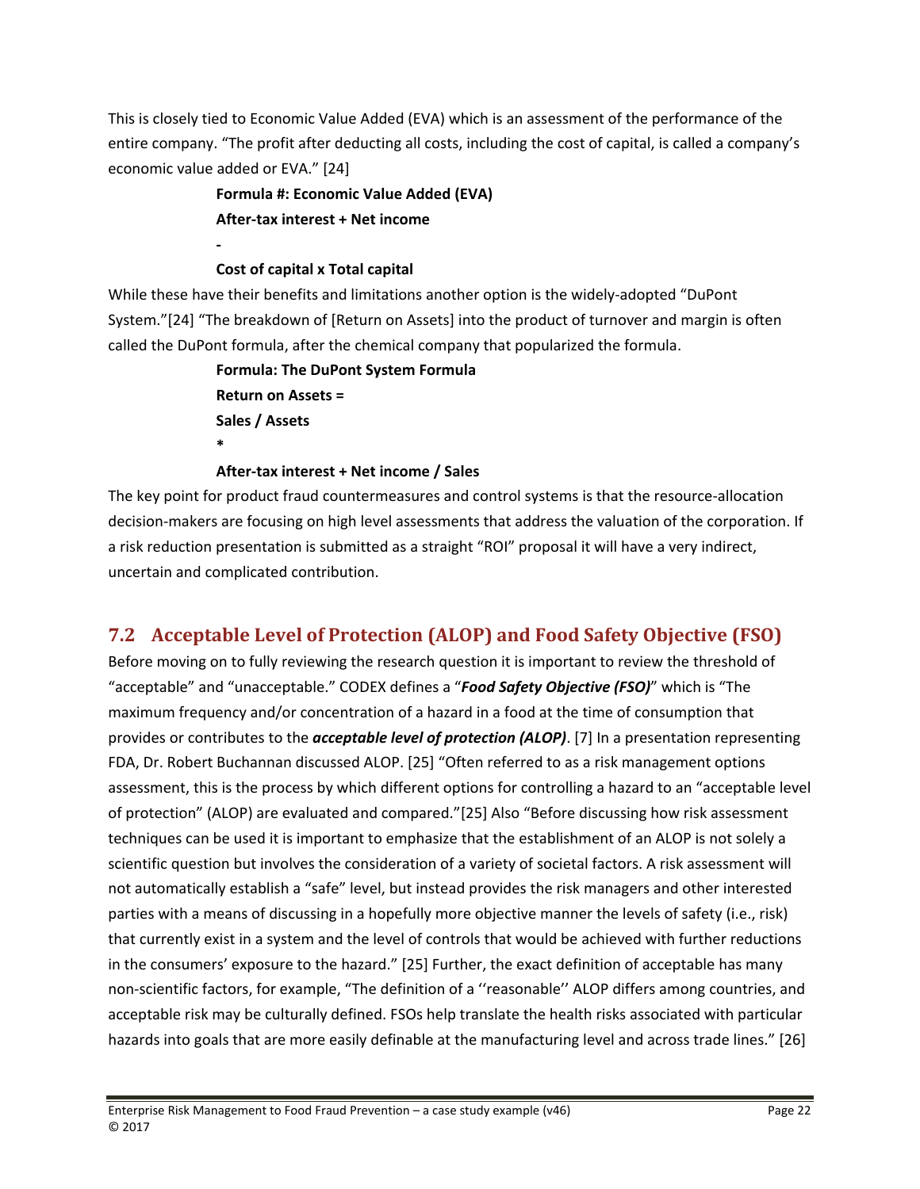This is closely tied to Economic Value Added (EVA) which is an assessment of the performance of the entire company. “The profit after deducting all costs, including the cost of capital, is called a company’s economic value added or EVA.” [24]

**Formula #: Economic Value Added (EVA)**

**After-tax interest + Net income**

**-**

**Cost of capital x Total capital**

While these have their benefits and limitations another option is the widely-adopted “DuPont System.”[24] “The breakdown of [Return on Assets] into the product of turnover and margin is often called the DuPont formula, after the chemical company that popularized the formula.

**Formula: The DuPont System Formula**

**Return on Assets =**

**Sales / Assets**

**\***

**After-tax interest + Net income / Sales**

The key point for product fraud countermeasures and control systems is that the resource-allocation decision-makers are focusing on high level assessments that address the valuation of the corporation. If a risk reduction presentation is submitted as a straight “ROI” proposal it will have a very indirect, uncertain and complicated contribution.

## 7.2 Acceptable Level of Protection (ALOP) and Food Safety Objective (FSO)

Before moving on to fully reviewing the research question it is important to review the threshold of “acceptable” and “unacceptable.” CODEX defines a “***Food Safety Objective (FSO)***” which is “The maximum frequency and/or concentration of a hazard in a food at the time of consumption that provides or contributes to the ***acceptable level of protection (ALOP)***. [7] In a presentation representing FDA, Dr. Robert Buchannan discussed ALOP. [25] “Often referred to as a risk management options assessment, this is the process by which different options for controlling a hazard to an “acceptable level of protection” (ALOP) are evaluated and compared.”[25] Also “Before discussing how risk assessment techniques can be used it is important to emphasize that the establishment of an ALOP is not solely a scientific question but involves the consideration of a variety of societal factors. A risk assessment will not automatically establish a “safe” level, but instead provides the risk managers and other interested parties with a means of discussing in a hopefully more objective manner the levels of safety (i.e., risk) that currently exist in a system and the level of controls that would be achieved with further reductions in the consumers’ exposure to the hazard.” [25] Further, the exact definition of acceptable has many non-scientific factors, for example, “The definition of a ‘‘reasonable’’ ALOP differs among countries, and acceptable risk may be culturally defined. FSOs help translate the health risks associated with particular hazards into goals that are more easily definable at the manufacturing level and across trade lines.” [26]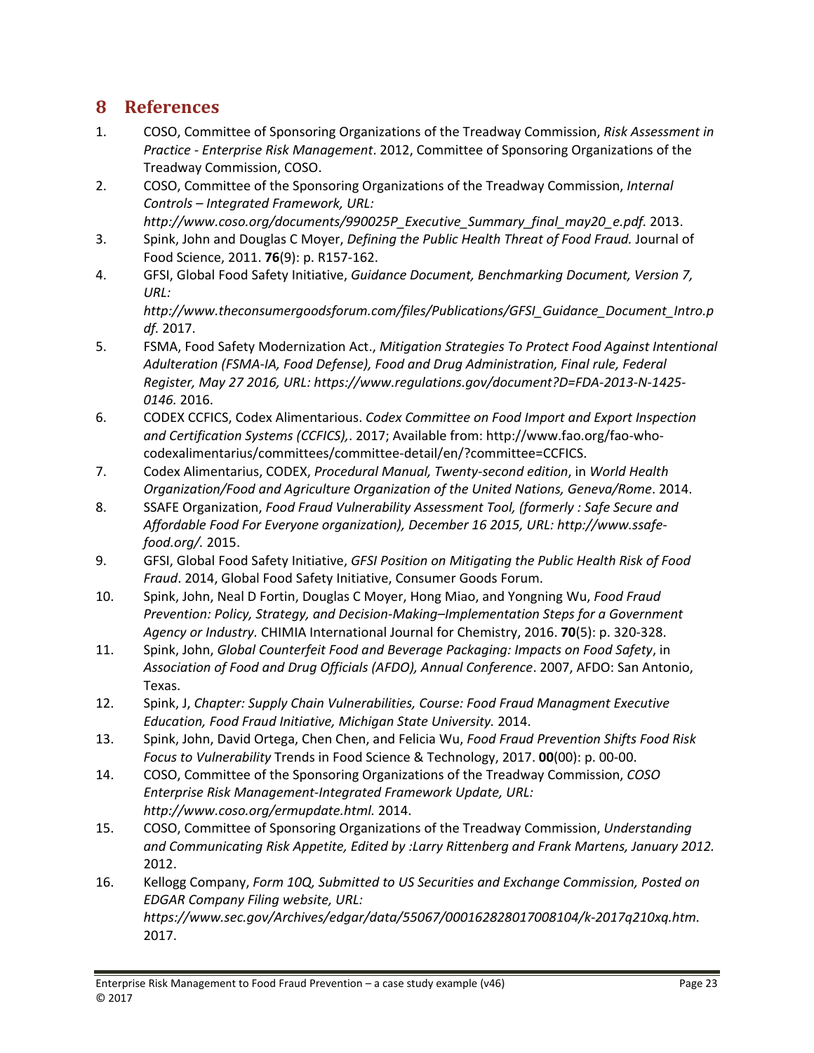# 8 References

1. COSO, Committee of Sponsoring Organizations of the Treadway Commission, *Risk Assessment in Practice - Enterprise Risk Management*. 2012, Committee of Sponsoring Organizations of the Treadway Commission, COSO.
2. COSO, Committee of the Sponsoring Organizations of the Treadway Commission, *Internal Controls – Integrated Framework, URL: http://www.coso.org/documents/990025P_Executive_Summary_final_may20_e.pdf.* 2013.
3. Spink, John and Douglas C Moyer, *Defining the Public Health Threat of Food Fraud.* Journal of Food Science, 2011. **76**(9): p. R157-162.
4. GFSI, Global Food Safety Initiative, *Guidance Document, Benchmarking Document, Version 7, URL: http://www.theconsumergoodsforum.com/files/Publications/GFSI_Guidance_Document_Intro.pdf.* 2017.
5. FSMA, Food Safety Modernization Act., *Mitigation Strategies To Protect Food Against Intentional Adulteration (FSMA-IA, Food Defense), Food and Drug Administration, Final rule, Federal Register, May 27 2016, URL: https://www.regulations.gov/document?D=FDA-2013-N-1425-0146.* 2016.
6. CODEX CCFICS, Codex Alimentarious. *Codex Committee on Food Import and Export Inspection and Certification Systems (CCFICS),*. 2017; Available from: http://www.fao.org/fao-who-codexalimentarius/committees/committee-detail/en/?committee=CCFICS.
7. Codex Alimentarius, CODEX, *Procedural Manual, Twenty-second edition*, in *World Health Organization/Food and Agriculture Organization of the United Nations, Geneva/Rome*. 2014.
8. SSAFE Organization, *Food Fraud Vulnerability Assessment Tool, (formerly : Safe Secure and Affordable Food For Everyone organization), December 16 2015, URL: http://www.ssafe-food.org/.* 2015.
9. GFSI, Global Food Safety Initiative, *GFSI Position on Mitigating the Public Health Risk of Food Fraud*. 2014, Global Food Safety Initiative, Consumer Goods Forum.
10. Spink, John, Neal D Fortin, Douglas C Moyer, Hong Miao, and Yongning Wu, *Food Fraud Prevention: Policy, Strategy, and Decision-Making–Implementation Steps for a Government Agency or Industry.* CHIMIA International Journal for Chemistry, 2016. **70**(5): p. 320-328.
11. Spink, John, *Global Counterfeit Food and Beverage Packaging: Impacts on Food Safety*, in *Association of Food and Drug Officials (AFDO), Annual Conference*. 2007, AFDO: San Antonio, Texas.
12. Spink, J, *Chapter: Supply Chain Vulnerabilities, Course: Food Fraud Managment Executive Education, Food Fraud Initiative, Michigan State University.* 2014.
13. Spink, John, David Ortega, Chen Chen, and Felicia Wu, *Food Fraud Prevention Shifts Food Risk Focus to Vulnerability* Trends in Food Science & Technology, 2017. **00**(00): p. 00-00.
14. COSO, Committee of the Sponsoring Organizations of the Treadway Commission, *COSO Enterprise Risk Management-Integrated Framework Update, URL: http://www.coso.org/ermupdate.html.* 2014.
15. COSO, Committee of Sponsoring Organizations of the Treadway Commission, *Understanding and Communicating Risk Appetite, Edited by :Larry Rittenberg and Frank Martens, January 2012.* 2012.
16. Kellogg Company, *Form 10Q, Submitted to US Securities and Exchange Commission, Posted on EDGAR Company Filing website, URL: https://www.sec.gov/Archives/edgar/data/55067/000162828017008104/k-2017q210xq.htm.* 2017.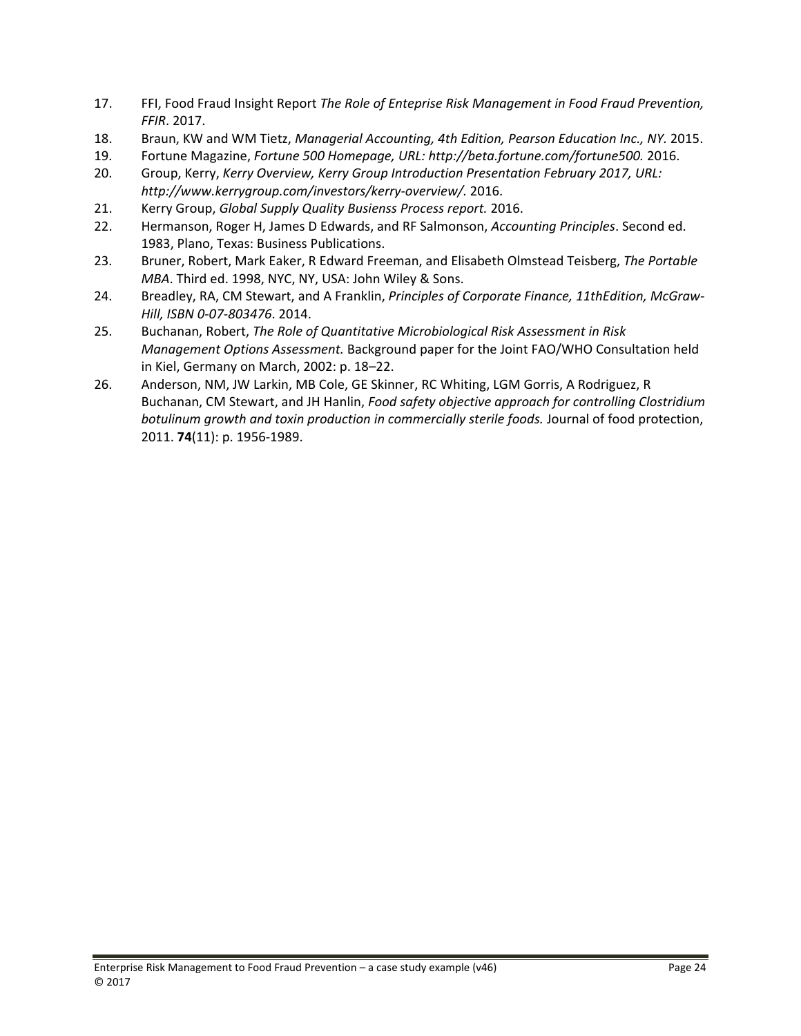17. FFI, Food Fraud Insight Report *The Role of Enteprise Risk Management in Food Fraud Prevention, FFIR*. 2017.
18. Braun, KW and WM Tietz, *Managerial Accounting, 4th Edition, Pearson Education Inc., NY.* 2015.
19. Fortune Magazine, *Fortune 500 Homepage, URL: http://beta.fortune.com/fortune500.* 2016.
20. Group, Kerry, *Kerry Overview, Kerry Group Introduction Presentation February 2017, URL: http://www.kerrygroup.com/investors/kerry-overview/.* 2016.
21. Kerry Group, *Global Supply Quality Busienss Process report.* 2016.
22. Hermanson, Roger H, James D Edwards, and RF Salmonson, *Accounting Principles*. Second ed. 1983, Plano, Texas: Business Publications.
23. Bruner, Robert, Mark Eaker, R Edward Freeman, and Elisabeth Olmstead Teisberg, *The Portable MBA*. Third ed. 1998, NYC, NY, USA: John Wiley & Sons.
24. Breadley, RA, CM Stewart, and A Franklin, *Principles of Corporate Finance, 11thEdition, McGraw-Hill, ISBN 0-07-803476*. 2014.
25. Buchanan, Robert, *The Role of Quantitative Microbiological Risk Assessment in Risk Management Options Assessment.* Background paper for the Joint FAO/WHO Consultation held in Kiel, Germany on March, 2002: p. 18–22.
26. Anderson, NM, JW Larkin, MB Cole, GE Skinner, RC Whiting, LGM Gorris, A Rodriguez, R Buchanan, CM Stewart, and JH Hanlin, *Food safety objective approach for controlling Clostridium botulinum growth and toxin production in commercially sterile foods.* Journal of food protection, 2011. **74**(11): p. 1956-1989.